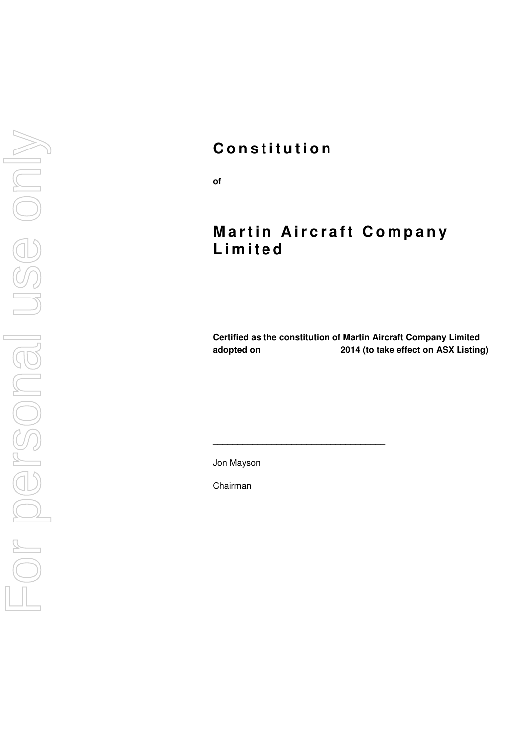# Constitution

**of**

# Martin Aircraft Company Limited

**Certified as the constitution of Martin Aircraft Company Limited adopted on 2014 (to take effect on ASX Listing)**

\_\_\_\_\_\_\_\_\_\_\_\_\_\_\_\_\_\_\_\_\_\_\_\_\_\_\_\_\_\_\_\_\_\_\_

Jon Mayson

Chairman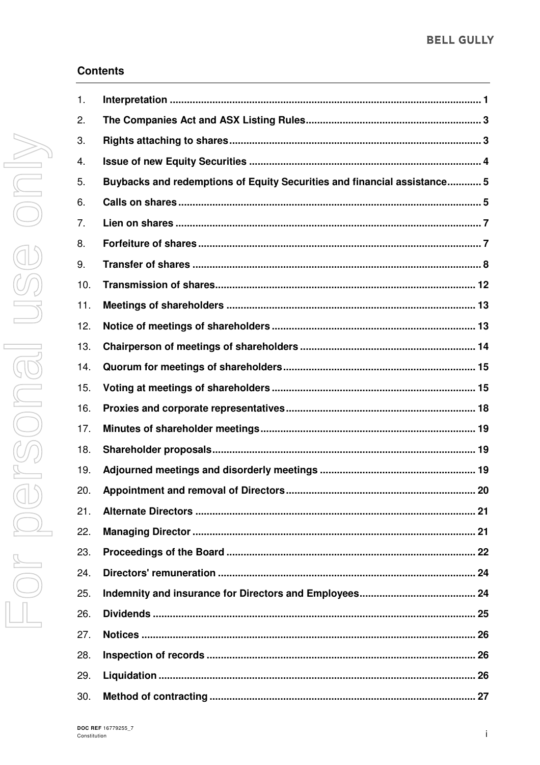## Contents

| | | |
|---|---|---|
| 1. | **Interpretation** | **1** |
| 2. | **The Companies Act and ASX Listing Rules** | **3** |
| 3. | **Rights attaching to shares** | **3** |
| 4. | **Issue of new Equity Securities** | **4** |
| 5. | **Buybacks and redemptions of Equity Securities and financial assistance** | **5** |
| 6. | **Calls on shares** | **5** |
| 7. | **Lien on shares** | **7** |
| 8. | **Forfeiture of shares** | **7** |
| 9. | **Transfer of shares** | **8** |
| 10. | **Transmission of shares** | **12** |
| 11. | **Meetings of shareholders** | **13** |
| 12. | **Notice of meetings of shareholders** | **13** |
| 13. | **Chairperson of meetings of shareholders** | **14** |
| 14. | **Quorum for meetings of shareholders** | **15** |
| 15. | **Voting at meetings of shareholders** | **15** |
| 16. | **Proxies and corporate representatives** | **18** |
| 17. | **Minutes of shareholder meetings** | **19** |
| 18. | **Shareholder proposals** | **19** |
| 19. | **Adjourned meetings and disorderly meetings** | **19** |
| 20. | **Appointment and removal of Directors** | **20** |
| 21. | **Alternate Directors** | **21** |
| 22. | **Managing Director** | **21** |
| 23. | **Proceedings of the Board** | **22** |
| 24. | **Directors' remuneration** | **24** |
| 25. | **Indemnity and insurance for Directors and Employees** | **24** |
| 26. | **Dividends** | **25** |
| 27. | **Notices** | **26** |
| 28. | **Inspection of records** | **26** |
| 29. | **Liquidation** | **26** |
| 30. | **Method of contracting** | **27** |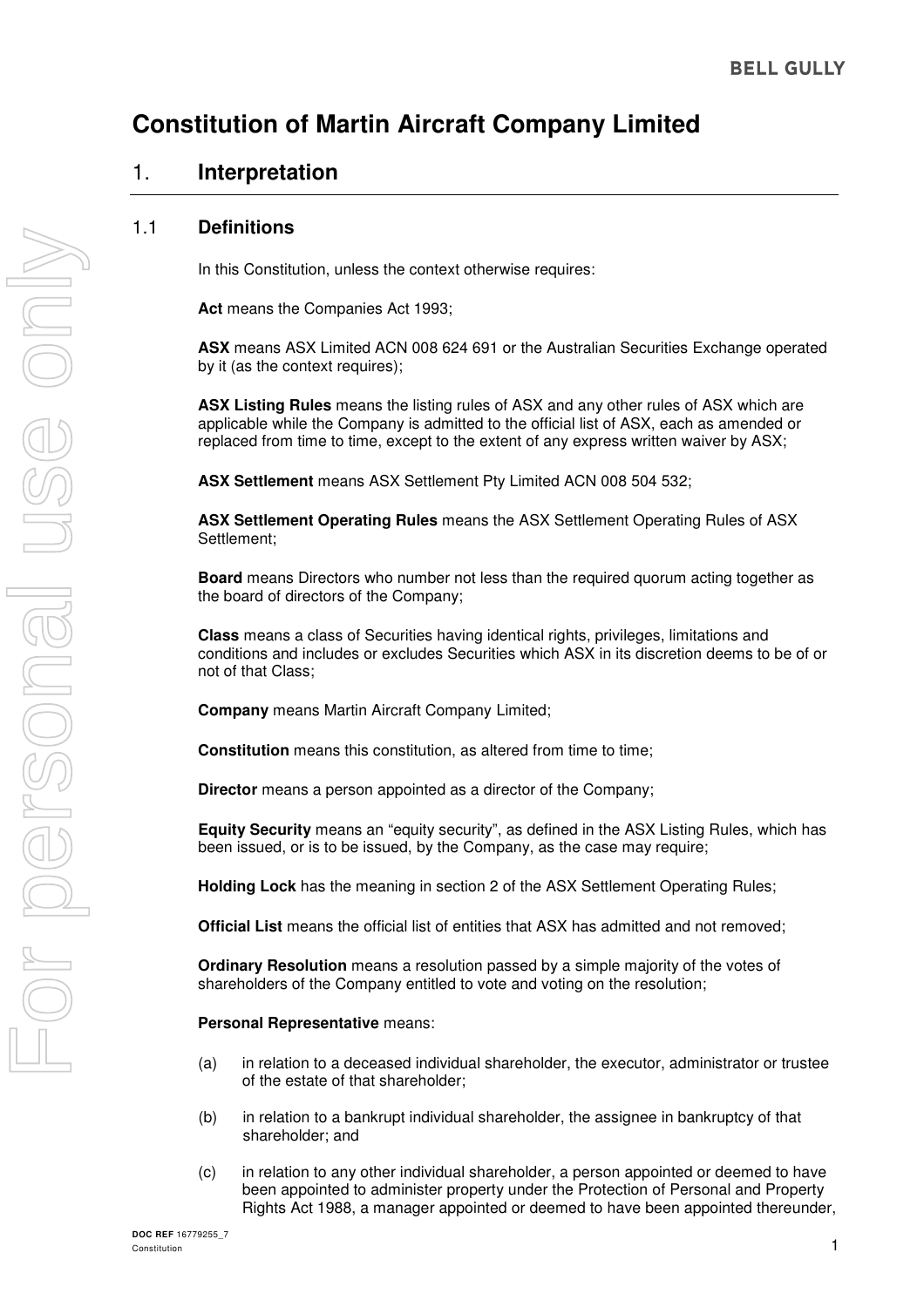# Constitution of Martin Aircraft Company Limited

## 1. Interpretation

### 1.1 Definitions

In this Constitution, unless the context otherwise requires:

**Act** means the Companies Act 1993;

**ASX** means ASX Limited ACN 008 624 691 or the Australian Securities Exchange operated by it (as the context requires);

**ASX Listing Rules** means the listing rules of ASX and any other rules of ASX which are applicable while the Company is admitted to the official list of ASX, each as amended or replaced from time to time, except to the extent of any express written waiver by ASX;

**ASX Settlement** means ASX Settlement Pty Limited ACN 008 504 532;

**ASX Settlement Operating Rules** means the ASX Settlement Operating Rules of ASX Settlement;

**Board** means Directors who number not less than the required quorum acting together as the board of directors of the Company;

**Class** means a class of Securities having identical rights, privileges, limitations and conditions and includes or excludes Securities which ASX in its discretion deems to be of or not of that Class;

**Company** means Martin Aircraft Company Limited;

**Constitution** means this constitution, as altered from time to time;

**Director** means a person appointed as a director of the Company;

**Equity Security** means an "equity security", as defined in the ASX Listing Rules, which has been issued, or is to be issued, by the Company, as the case may require;

**Holding Lock** has the meaning in section 2 of the ASX Settlement Operating Rules;

**Official List** means the official list of entities that ASX has admitted and not removed;

**Ordinary Resolution** means a resolution passed by a simple majority of the votes of shareholders of the Company entitled to vote and voting on the resolution;

**Personal Representative** means:

(a) in relation to a deceased individual shareholder, the executor, administrator or trustee of the estate of that shareholder;

(b) in relation to a bankrupt individual shareholder, the assignee in bankruptcy of that shareholder; and

(c) in relation to any other individual shareholder, a person appointed or deemed to have been appointed to administer property under the Protection of Personal and Property Rights Act 1988, a manager appointed or deemed to have been appointed thereunder,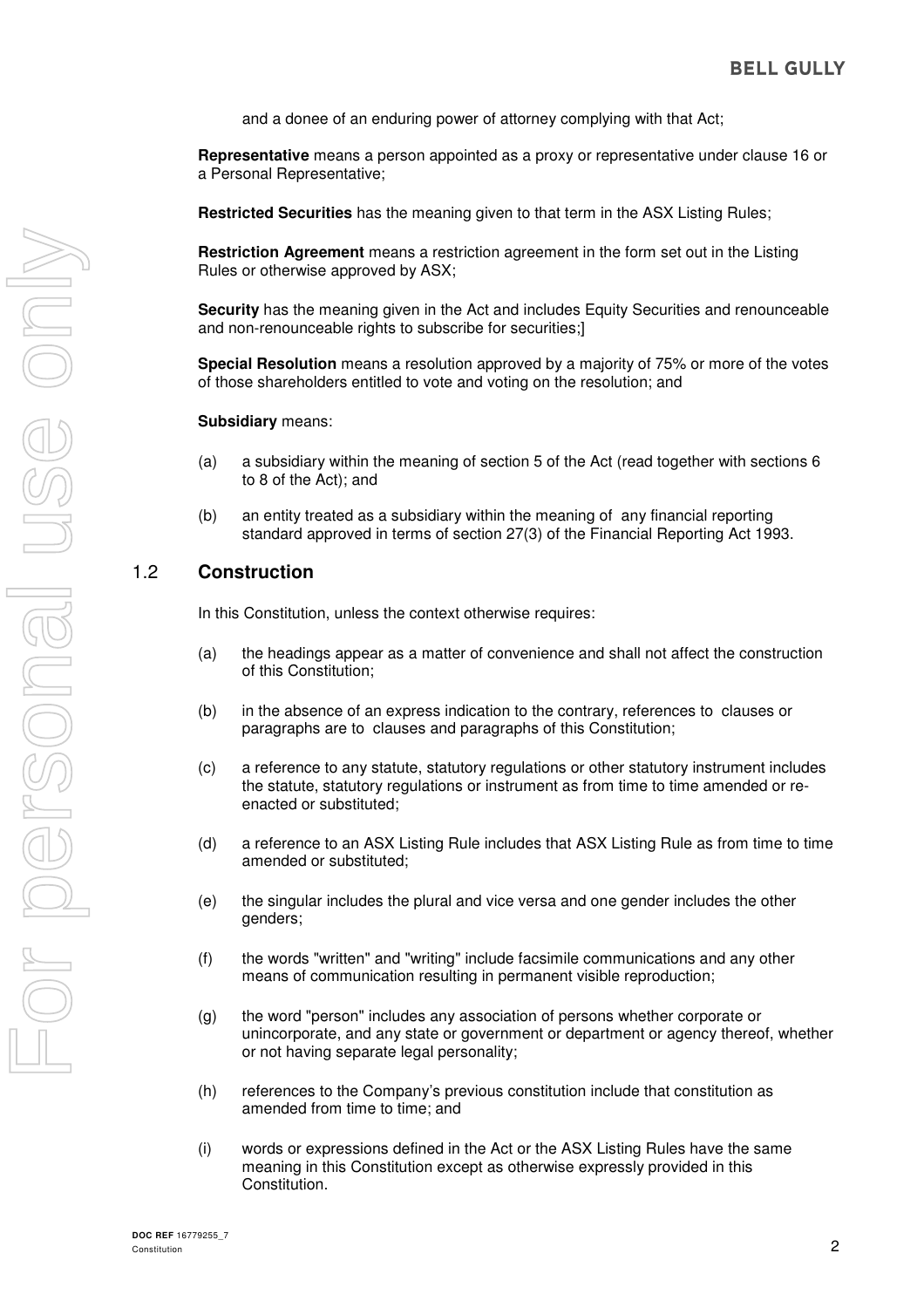and a donee of an enduring power of attorney complying with that Act;

**Representative** means a person appointed as a proxy or representative under clause 16 or a Personal Representative;

**Restricted Securities** has the meaning given to that term in the ASX Listing Rules;

**Restriction Agreement** means a restriction agreement in the form set out in the Listing Rules or otherwise approved by ASX;

**Security** has the meaning given in the Act and includes Equity Securities and renounceable and non-renounceable rights to subscribe for securities;]

**Special Resolution** means a resolution approved by a majority of 75% or more of the votes of those shareholders entitled to vote and voting on the resolution; and

**Subsidiary** means:

(a) a subsidiary within the meaning of section 5 of the Act (read together with sections 6 to 8 of the Act); and

(b) an entity treated as a subsidiary within the meaning of any financial reporting standard approved in terms of section 27(3) of the Financial Reporting Act 1993.

## 1.2 Construction

In this Constitution, unless the context otherwise requires:

(a) the headings appear as a matter of convenience and shall not affect the construction of this Constitution;

(b) in the absence of an express indication to the contrary, references to clauses or paragraphs are to clauses and paragraphs of this Constitution;

(c) a reference to any statute, statutory regulations or other statutory instrument includes the statute, statutory regulations or instrument as from time to time amended or re-enacted or substituted;

(d) a reference to an ASX Listing Rule includes that ASX Listing Rule as from time to time amended or substituted;

(e) the singular includes the plural and vice versa and one gender includes the other genders;

(f) the words "written" and "writing" include facsimile communications and any other means of communication resulting in permanent visible reproduction;

(g) the word "person" includes any association of persons whether corporate or unincorporate, and any state or government or department or agency thereof, whether or not having separate legal personality;

(h) references to the Company's previous constitution include that constitution as amended from time to time; and

(i) words or expressions defined in the Act or the ASX Listing Rules have the same meaning in this Constitution except as otherwise expressly provided in this Constitution.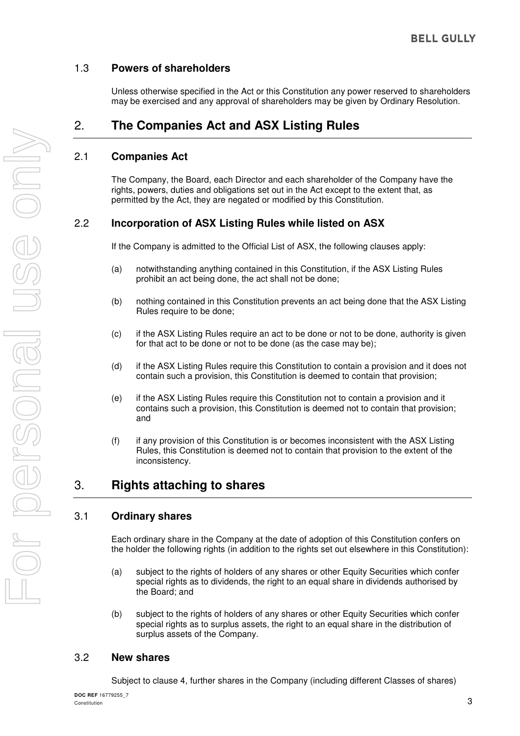### 1.3 Powers of shareholders

Unless otherwise specified in the Act or this Constitution any power reserved to shareholders may be exercised and any approval of shareholders may be given by Ordinary Resolution.

## 2. The Companies Act and ASX Listing Rules

### 2.1 Companies Act

The Company, the Board, each Director and each shareholder of the Company have the rights, powers, duties and obligations set out in the Act except to the extent that, as permitted by the Act, they are negated or modified by this Constitution.

### 2.2 Incorporation of ASX Listing Rules while listed on ASX

If the Company is admitted to the Official List of ASX, the following clauses apply:

(a) notwithstanding anything contained in this Constitution, if the ASX Listing Rules prohibit an act being done, the act shall not be done;

(b) nothing contained in this Constitution prevents an act being done that the ASX Listing Rules require to be done;

(c) if the ASX Listing Rules require an act to be done or not to be done, authority is given for that act to be done or not to be done (as the case may be);

(d) if the ASX Listing Rules require this Constitution to contain a provision and it does not contain such a provision, this Constitution is deemed to contain that provision;

(e) if the ASX Listing Rules require this Constitution not to contain a provision and it contains such a provision, this Constitution is deemed not to contain that provision; and

(f) if any provision of this Constitution is or becomes inconsistent with the ASX Listing Rules, this Constitution is deemed not to contain that provision to the extent of the inconsistency.

## 3. Rights attaching to shares

### 3.1 Ordinary shares

Each ordinary share in the Company at the date of adoption of this Constitution confers on the holder the following rights (in addition to the rights set out elsewhere in this Constitution):

(a) subject to the rights of holders of any shares or other Equity Securities which confer special rights as to dividends, the right to an equal share in dividends authorised by the Board; and

(b) subject to the rights of holders of any shares or other Equity Securities which confer special rights as to surplus assets, the right to an equal share in the distribution of surplus assets of the Company.

### 3.2 New shares

Subject to clause 4, further shares in the Company (including different Classes of shares)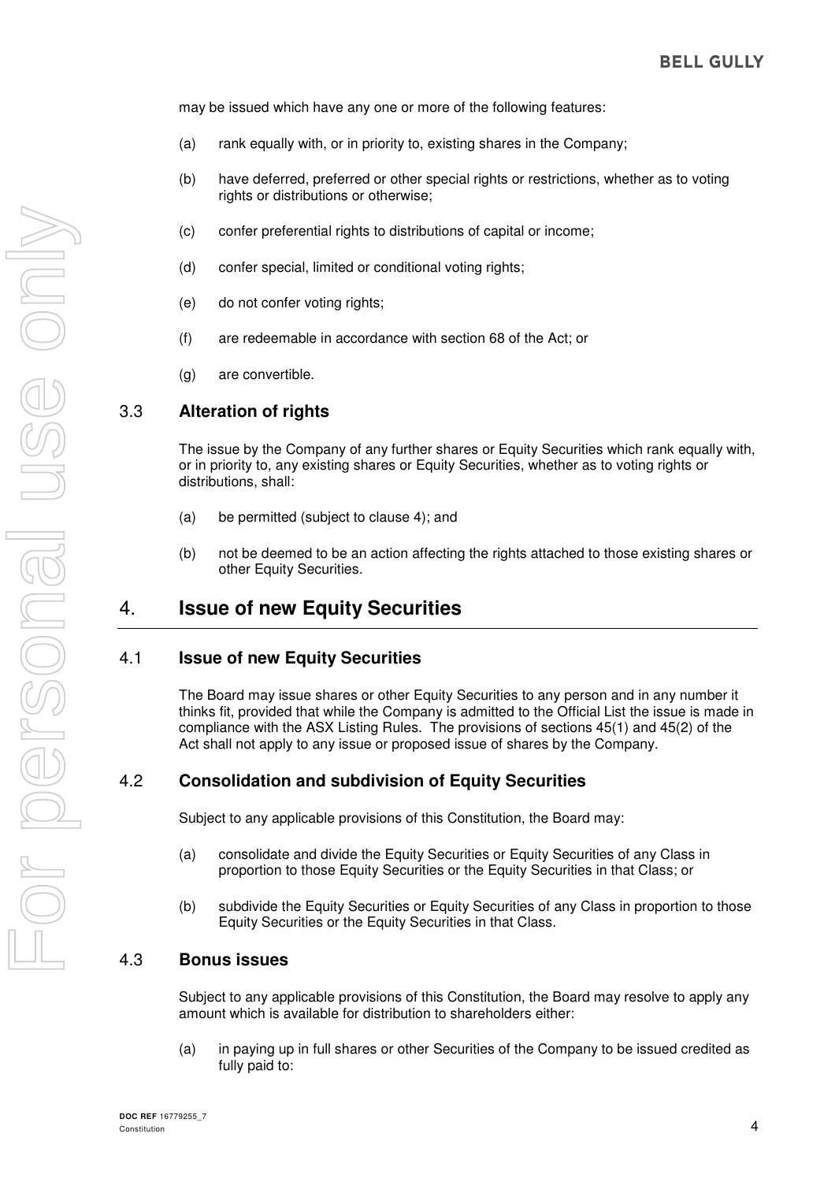may be issued which have any one or more of the following features:

(a) rank equally with, or in priority to, existing shares in the Company;

(b) have deferred, preferred or other special rights or restrictions, whether as to voting rights or distributions or otherwise;

(c) confer preferential rights to distributions of capital or income;

(d) confer special, limited or conditional voting rights;

(e) do not confer voting rights;

(f) are redeemable in accordance with section 68 of the Act; or

(g) are convertible.

### 3.3 Alteration of rights

The issue by the Company of any further shares or Equity Securities which rank equally with, or in priority to, any existing shares or Equity Securities, whether as to voting rights or distributions, shall:

(a) be permitted (subject to clause 4); and

(b) not be deemed to be an action affecting the rights attached to those existing shares or other Equity Securities.

## 4. Issue of new Equity Securities

### 4.1 Issue of new Equity Securities

The Board may issue shares or other Equity Securities to any person and in any number it thinks fit, provided that while the Company is admitted to the Official List the issue is made in compliance with the ASX Listing Rules. The provisions of sections 45(1) and 45(2) of the Act shall not apply to any issue or proposed issue of shares by the Company.

### 4.2 Consolidation and subdivision of Equity Securities

Subject to any applicable provisions of this Constitution, the Board may:

(a) consolidate and divide the Equity Securities or Equity Securities of any Class in proportion to those Equity Securities or the Equity Securities in that Class; or

(b) subdivide the Equity Securities or Equity Securities of any Class in proportion to those Equity Securities or the Equity Securities in that Class.

### 4.3 Bonus issues

Subject to any applicable provisions of this Constitution, the Board may resolve to apply any amount which is available for distribution to shareholders either:

(a) in paying up in full shares or other Securities of the Company to be issued credited as fully paid to: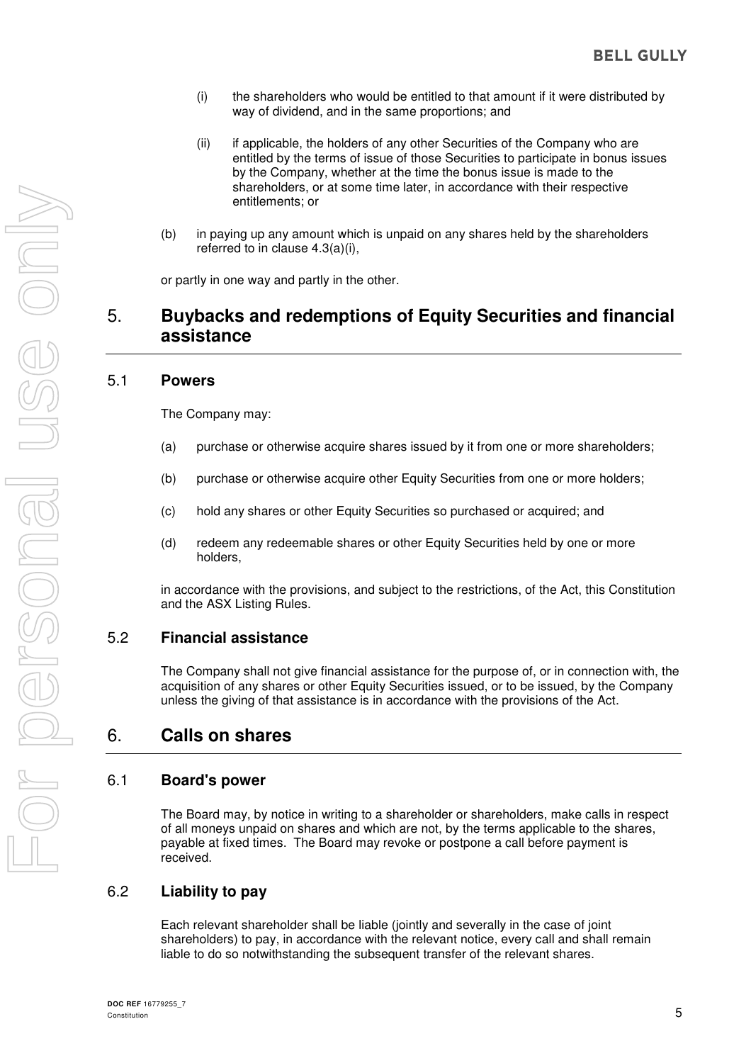(i) the shareholders who would be entitled to that amount if it were distributed by way of dividend, and in the same proportions; and

(ii) if applicable, the holders of any other Securities of the Company who are entitled by the terms of issue of those Securities to participate in bonus issues by the Company, whether at the time the bonus issue is made to the shareholders, or at some time later, in accordance with their respective entitlements; or

(b) in paying up any amount which is unpaid on any shares held by the shareholders referred to in clause 4.3(a)(i),

or partly in one way and partly in the other.

## 5. Buybacks and redemptions of Equity Securities and financial assistance

### 5.1 Powers

The Company may:

(a) purchase or otherwise acquire shares issued by it from one or more shareholders;

(b) purchase or otherwise acquire other Equity Securities from one or more holders;

(c) hold any shares or other Equity Securities so purchased or acquired; and

(d) redeem any redeemable shares or other Equity Securities held by one or more holders,

in accordance with the provisions, and subject to the restrictions, of the Act, this Constitution and the ASX Listing Rules.

### 5.2 Financial assistance

The Company shall not give financial assistance for the purpose of, or in connection with, the acquisition of any shares or other Equity Securities issued, or to be issued, by the Company unless the giving of that assistance is in accordance with the provisions of the Act.

## 6. Calls on shares

### 6.1 Board's power

The Board may, by notice in writing to a shareholder or shareholders, make calls in respect of all moneys unpaid on shares and which are not, by the terms applicable to the shares, payable at fixed times. The Board may revoke or postpone a call before payment is received.

### 6.2 Liability to pay

Each relevant shareholder shall be liable (jointly and severally in the case of joint shareholders) to pay, in accordance with the relevant notice, every call and shall remain liable to do so notwithstanding the subsequent transfer of the relevant shares.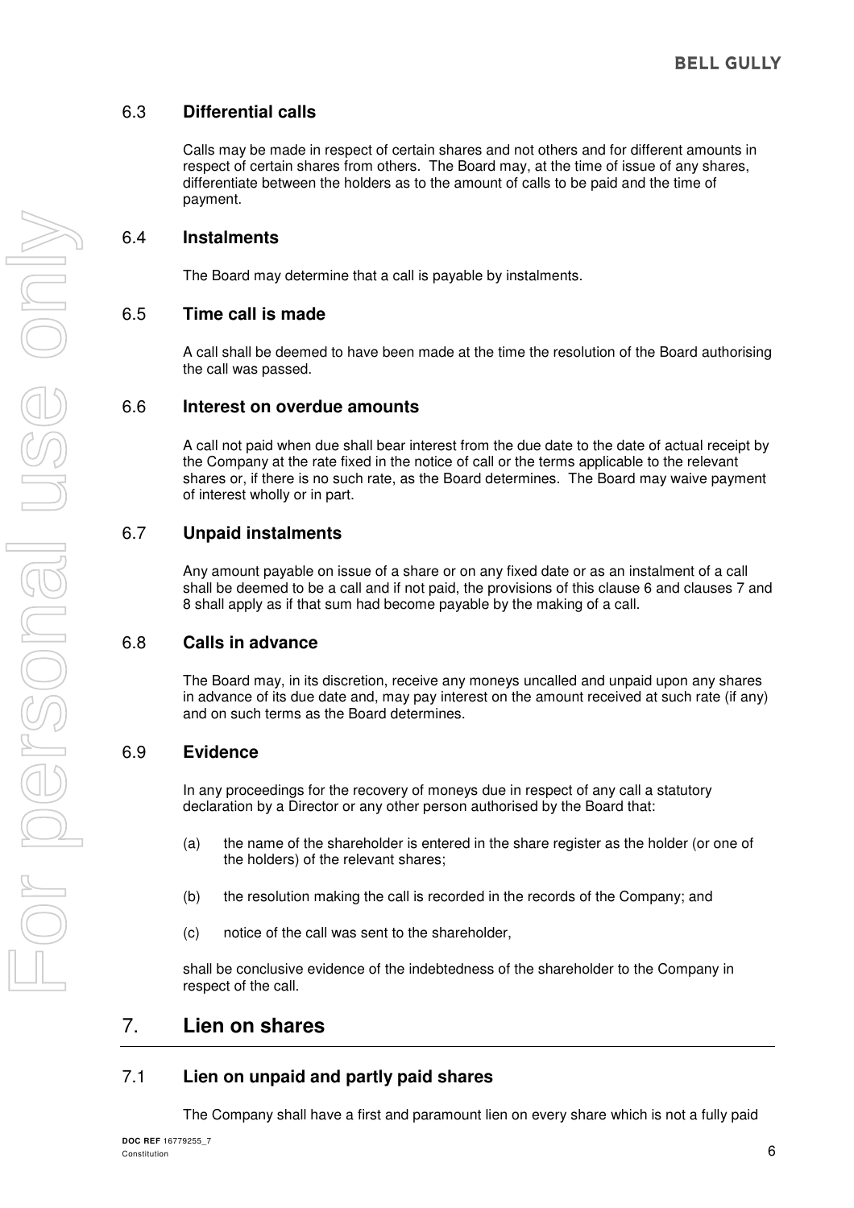### 6.3 Differential calls

Calls may be made in respect of certain shares and not others and for different amounts in respect of certain shares from others. The Board may, at the time of issue of any shares, differentiate between the holders as to the amount of calls to be paid and the time of payment.

### 6.4 Instalments

The Board may determine that a call is payable by instalments.

### 6.5 Time call is made

A call shall be deemed to have been made at the time the resolution of the Board authorising the call was passed.

### 6.6 Interest on overdue amounts

A call not paid when due shall bear interest from the due date to the date of actual receipt by the Company at the rate fixed in the notice of call or the terms applicable to the relevant shares or, if there is no such rate, as the Board determines. The Board may waive payment of interest wholly or in part.

### 6.7 Unpaid instalments

Any amount payable on issue of a share or on any fixed date or as an instalment of a call shall be deemed to be a call and if not paid, the provisions of this clause 6 and clauses 7 and 8 shall apply as if that sum had become payable by the making of a call.

### 6.8 Calls in advance

The Board may, in its discretion, receive any moneys uncalled and unpaid upon any shares in advance of its due date and, may pay interest on the amount received at such rate (if any) and on such terms as the Board determines.

### 6.9 Evidence

In any proceedings for the recovery of moneys due in respect of any call a statutory declaration by a Director or any other person authorised by the Board that:

(a) the name of the shareholder is entered in the share register as the holder (or one of the holders) of the relevant shares;

(b) the resolution making the call is recorded in the records of the Company; and

(c) notice of the call was sent to the shareholder,

shall be conclusive evidence of the indebtedness of the shareholder to the Company in respect of the call.

## 7. Lien on shares

### 7.1 Lien on unpaid and partly paid shares

The Company shall have a first and paramount lien on every share which is not a fully paid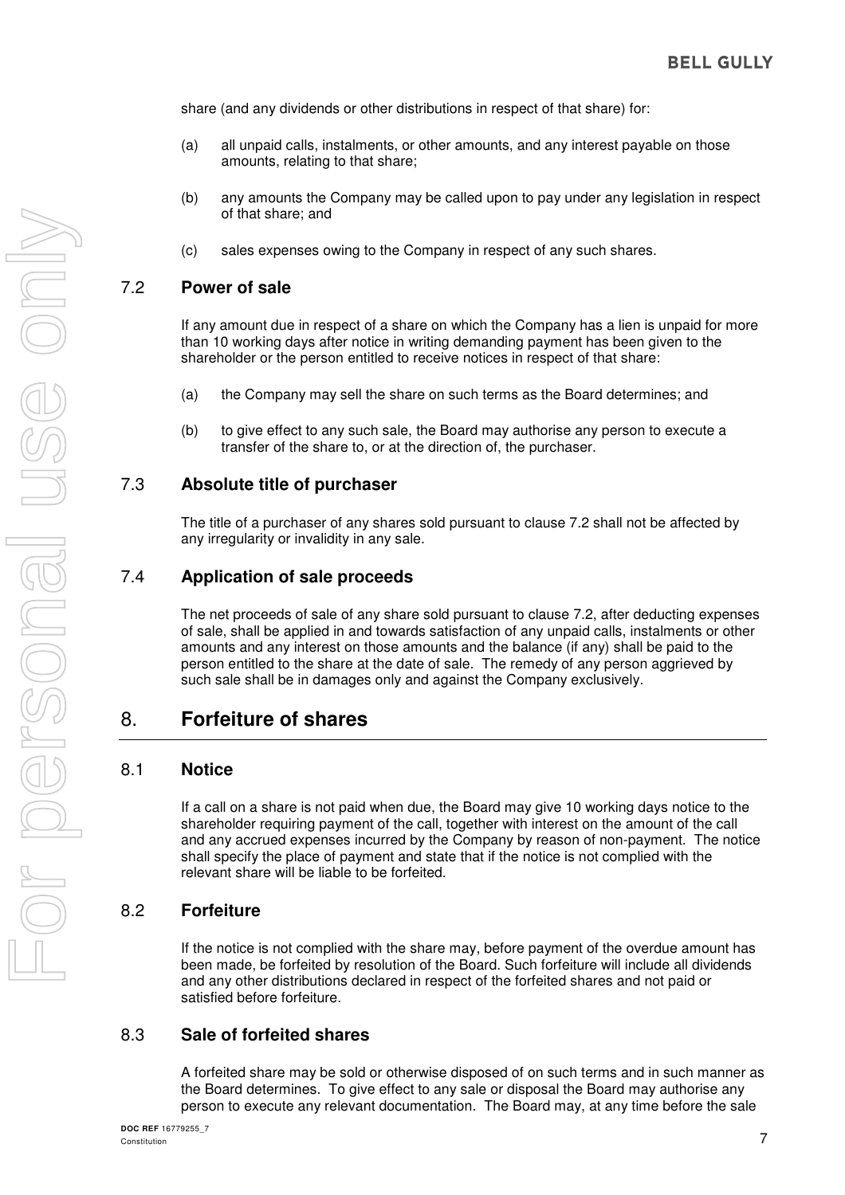share (and any dividends or other distributions in respect of that share) for:

(a) all unpaid calls, instalments, or other amounts, and any interest payable on those amounts, relating to that share;

(b) any amounts the Company may be called upon to pay under any legislation in respect of that share; and

(c) sales expenses owing to the Company in respect of any such shares.

### 7.2 Power of sale

If any amount due in respect of a share on which the Company has a lien is unpaid for more than 10 working days after notice in writing demanding payment has been given to the shareholder or the person entitled to receive notices in respect of that share:

(a) the Company may sell the share on such terms as the Board determines; and

(b) to give effect to any such sale, the Board may authorise any person to execute a transfer of the share to, or at the direction of, the purchaser.

### 7.3 Absolute title of purchaser

The title of a purchaser of any shares sold pursuant to clause 7.2 shall not be affected by any irregularity or invalidity in any sale.

### 7.4 Application of sale proceeds

The net proceeds of sale of any share sold pursuant to clause 7.2, after deducting expenses of sale, shall be applied in and towards satisfaction of any unpaid calls, instalments or other amounts and any interest on those amounts and the balance (if any) shall be paid to the person entitled to the share at the date of sale. The remedy of any person aggrieved by such sale shall be in damages only and against the Company exclusively.

## 8. Forfeiture of shares

### 8.1 Notice

If a call on a share is not paid when due, the Board may give 10 working days notice to the shareholder requiring payment of the call, together with interest on the amount of the call and any accrued expenses incurred by the Company by reason of non-payment. The notice shall specify the place of payment and state that if the notice is not complied with the relevant share will be liable to be forfeited.

### 8.2 Forfeiture

If the notice is not complied with the share may, before payment of the overdue amount has been made, be forfeited by resolution of the Board. Such forfeiture will include all dividends and any other distributions declared in respect of the forfeited shares and not paid or satisfied before forfeiture.

### 8.3 Sale of forfeited shares

A forfeited share may be sold or otherwise disposed of on such terms and in such manner as the Board determines. To give effect to any sale or disposal the Board may authorise any person to execute any relevant documentation. The Board may, at any time before the sale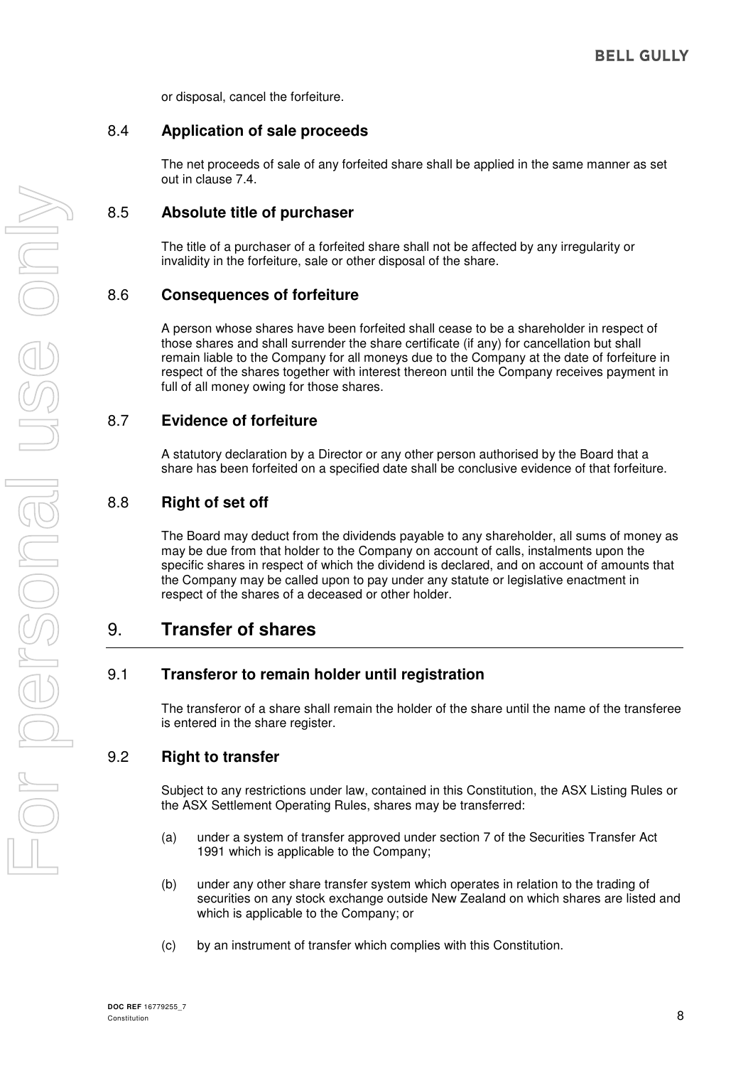or disposal, cancel the forfeiture.

### 8.4 Application of sale proceeds

The net proceeds of sale of any forfeited share shall be applied in the same manner as set out in clause 7.4.

### 8.5 Absolute title of purchaser

The title of a purchaser of a forfeited share shall not be affected by any irregularity or invalidity in the forfeiture, sale or other disposal of the share.

### 8.6 Consequences of forfeiture

A person whose shares have been forfeited shall cease to be a shareholder in respect of those shares and shall surrender the share certificate (if any) for cancellation but shall remain liable to the Company for all moneys due to the Company at the date of forfeiture in respect of the shares together with interest thereon until the Company receives payment in full of all money owing for those shares.

### 8.7 Evidence of forfeiture

A statutory declaration by a Director or any other person authorised by the Board that a share has been forfeited on a specified date shall be conclusive evidence of that forfeiture.

### 8.8 Right of set off

The Board may deduct from the dividends payable to any shareholder, all sums of money as may be due from that holder to the Company on account of calls, instalments upon the specific shares in respect of which the dividend is declared, and on account of amounts that the Company may be called upon to pay under any statute or legislative enactment in respect of the shares of a deceased or other holder.

## 9. Transfer of shares

### 9.1 Transferor to remain holder until registration

The transferor of a share shall remain the holder of the share until the name of the transferee is entered in the share register.

### 9.2 Right to transfer

Subject to any restrictions under law, contained in this Constitution, the ASX Listing Rules or the ASX Settlement Operating Rules, shares may be transferred:

(a) under a system of transfer approved under section 7 of the Securities Transfer Act 1991 which is applicable to the Company;

(b) under any other share transfer system which operates in relation to the trading of securities on any stock exchange outside New Zealand on which shares are listed and which is applicable to the Company; or

(c) by an instrument of transfer which complies with this Constitution.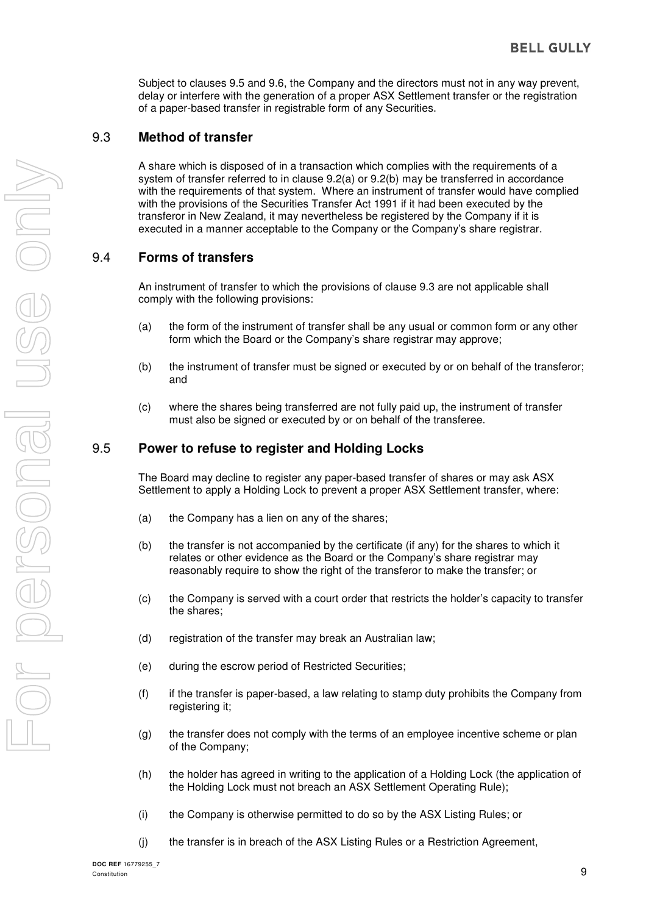Subject to clauses 9.5 and 9.6, the Company and the directors must not in any way prevent, delay or interfere with the generation of a proper ASX Settlement transfer or the registration of a paper-based transfer in registrable form of any Securities.

## 9.3 Method of transfer

A share which is disposed of in a transaction which complies with the requirements of a system of transfer referred to in clause 9.2(a) or 9.2(b) may be transferred in accordance with the requirements of that system. Where an instrument of transfer would have complied with the provisions of the Securities Transfer Act 1991 if it had been executed by the transferor in New Zealand, it may nevertheless be registered by the Company if it is executed in a manner acceptable to the Company or the Company's share registrar.

## 9.4 Forms of transfers

An instrument of transfer to which the provisions of clause 9.3 are not applicable shall comply with the following provisions:

(a) the form of the instrument of transfer shall be any usual or common form or any other form which the Board or the Company's share registrar may approve;

(b) the instrument of transfer must be signed or executed by or on behalf of the transferor; and

(c) where the shares being transferred are not fully paid up, the instrument of transfer must also be signed or executed by or on behalf of the transferee.

## 9.5 Power to refuse to register and Holding Locks

The Board may decline to register any paper-based transfer of shares or may ask ASX Settlement to apply a Holding Lock to prevent a proper ASX Settlement transfer, where:

(a) the Company has a lien on any of the shares;

(b) the transfer is not accompanied by the certificate (if any) for the shares to which it relates or other evidence as the Board or the Company's share registrar may reasonably require to show the right of the transferor to make the transfer; or

(c) the Company is served with a court order that restricts the holder's capacity to transfer the shares;

(d) registration of the transfer may break an Australian law;

(e) during the escrow period of Restricted Securities;

(f) if the transfer is paper-based, a law relating to stamp duty prohibits the Company from registering it;

(g) the transfer does not comply with the terms of an employee incentive scheme or plan of the Company;

(h) the holder has agreed in writing to the application of a Holding Lock (the application of the Holding Lock must not breach an ASX Settlement Operating Rule);

(i) the Company is otherwise permitted to do so by the ASX Listing Rules; or

(j) the transfer is in breach of the ASX Listing Rules or a Restriction Agreement,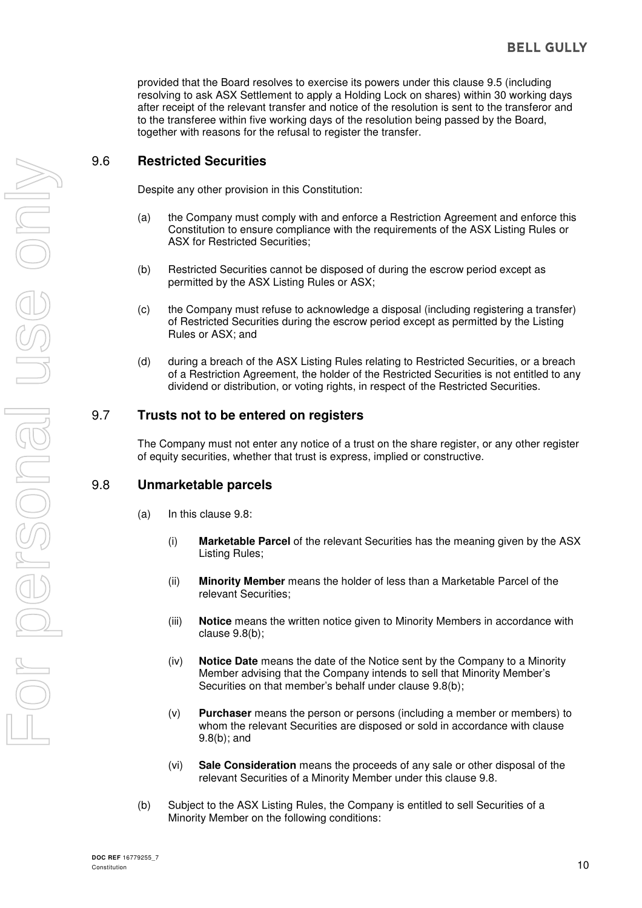provided that the Board resolves to exercise its powers under this clause 9.5 (including resolving to ask ASX Settlement to apply a Holding Lock on shares) within 30 working days after receipt of the relevant transfer and notice of the resolution is sent to the transferor and to the transferee within five working days of the resolution being passed by the Board, together with reasons for the refusal to register the transfer.

## 9.6 Restricted Securities

Despite any other provision in this Constitution:

(a) the Company must comply with and enforce a Restriction Agreement and enforce this Constitution to ensure compliance with the requirements of the ASX Listing Rules or ASX for Restricted Securities;

(b) Restricted Securities cannot be disposed of during the escrow period except as permitted by the ASX Listing Rules or ASX;

(c) the Company must refuse to acknowledge a disposal (including registering a transfer) of Restricted Securities during the escrow period except as permitted by the Listing Rules or ASX; and

(d) during a breach of the ASX Listing Rules relating to Restricted Securities, or a breach of a Restriction Agreement, the holder of the Restricted Securities is not entitled to any dividend or distribution, or voting rights, in respect of the Restricted Securities.

## 9.7 Trusts not to be entered on registers

The Company must not enter any notice of a trust on the share register, or any other register of equity securities, whether that trust is express, implied or constructive.

## 9.8 Unmarketable parcels

(a) In this clause 9.8:

(i) **Marketable Parcel** of the relevant Securities has the meaning given by the ASX Listing Rules;

(ii) **Minority Member** means the holder of less than a Marketable Parcel of the relevant Securities;

(iii) **Notice** means the written notice given to Minority Members in accordance with clause 9.8(b);

(iv) **Notice Date** means the date of the Notice sent by the Company to a Minority Member advising that the Company intends to sell that Minority Member's Securities on that member's behalf under clause 9.8(b);

(v) **Purchaser** means the person or persons (including a member or members) to whom the relevant Securities are disposed or sold in accordance with clause 9.8(b); and

(vi) **Sale Consideration** means the proceeds of any sale or other disposal of the relevant Securities of a Minority Member under this clause 9.8.

(b) Subject to the ASX Listing Rules, the Company is entitled to sell Securities of a Minority Member on the following conditions: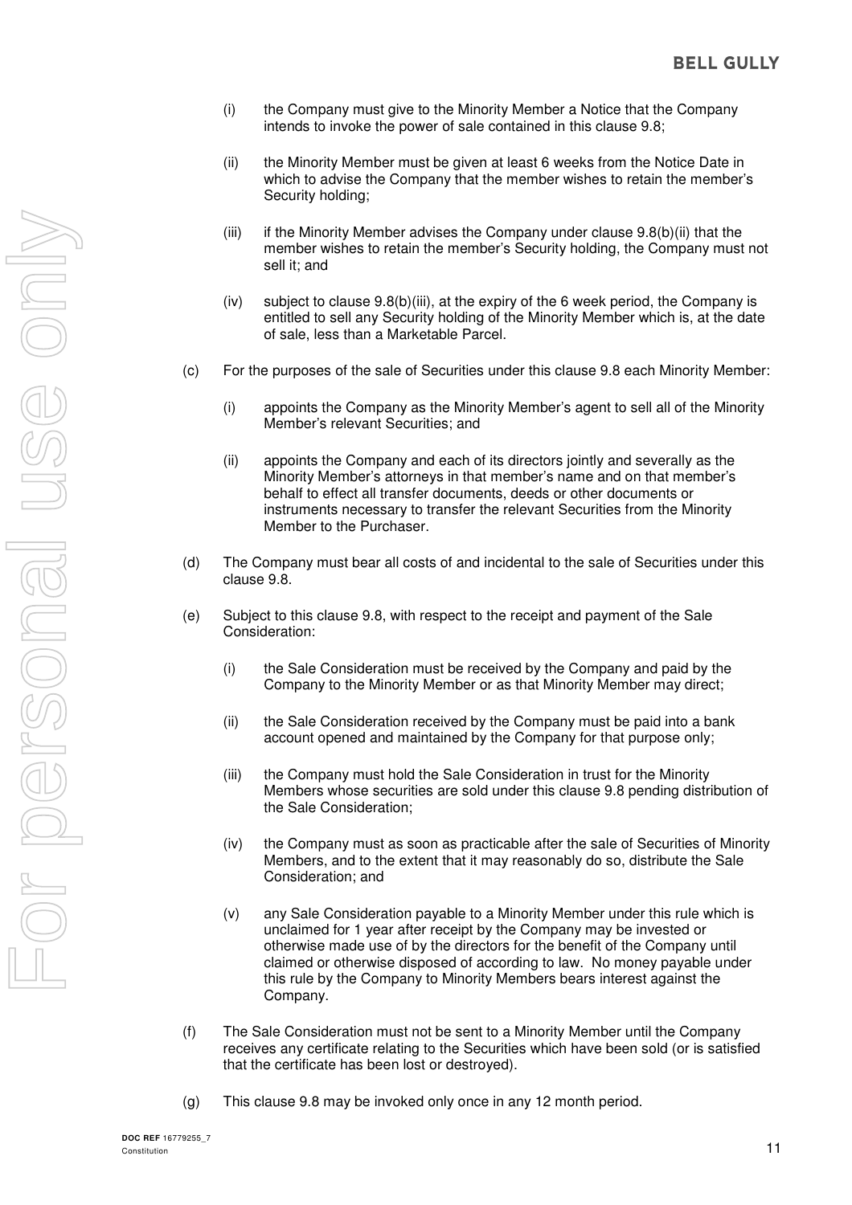(i) the Company must give to the Minority Member a Notice that the Company intends to invoke the power of sale contained in this clause 9.8;

(ii) the Minority Member must be given at least 6 weeks from the Notice Date in which to advise the Company that the member wishes to retain the member's Security holding;

(iii) if the Minority Member advises the Company under clause 9.8(b)(ii) that the member wishes to retain the member's Security holding, the Company must not sell it; and

(iv) subject to clause 9.8(b)(iii), at the expiry of the 6 week period, the Company is entitled to sell any Security holding of the Minority Member which is, at the date of sale, less than a Marketable Parcel.

(c) For the purposes of the sale of Securities under this clause 9.8 each Minority Member:

(i) appoints the Company as the Minority Member's agent to sell all of the Minority Member's relevant Securities; and

(ii) appoints the Company and each of its directors jointly and severally as the Minority Member's attorneys in that member's name and on that member's behalf to effect all transfer documents, deeds or other documents or instruments necessary to transfer the relevant Securities from the Minority Member to the Purchaser.

(d) The Company must bear all costs of and incidental to the sale of Securities under this clause 9.8.

(e) Subject to this clause 9.8, with respect to the receipt and payment of the Sale Consideration:

(i) the Sale Consideration must be received by the Company and paid by the Company to the Minority Member or as that Minority Member may direct;

(ii) the Sale Consideration received by the Company must be paid into a bank account opened and maintained by the Company for that purpose only;

(iii) the Company must hold the Sale Consideration in trust for the Minority Members whose securities are sold under this clause 9.8 pending distribution of the Sale Consideration;

(iv) the Company must as soon as practicable after the sale of Securities of Minority Members, and to the extent that it may reasonably do so, distribute the Sale Consideration; and

(v) any Sale Consideration payable to a Minority Member under this rule which is unclaimed for 1 year after receipt by the Company may be invested or otherwise made use of by the directors for the benefit of the Company until claimed or otherwise disposed of according to law. No money payable under this rule by the Company to Minority Members bears interest against the Company.

(f) The Sale Consideration must not be sent to a Minority Member until the Company receives any certificate relating to the Securities which have been sold (or is satisfied that the certificate has been lost or destroyed).

(g) This clause 9.8 may be invoked only once in any 12 month period.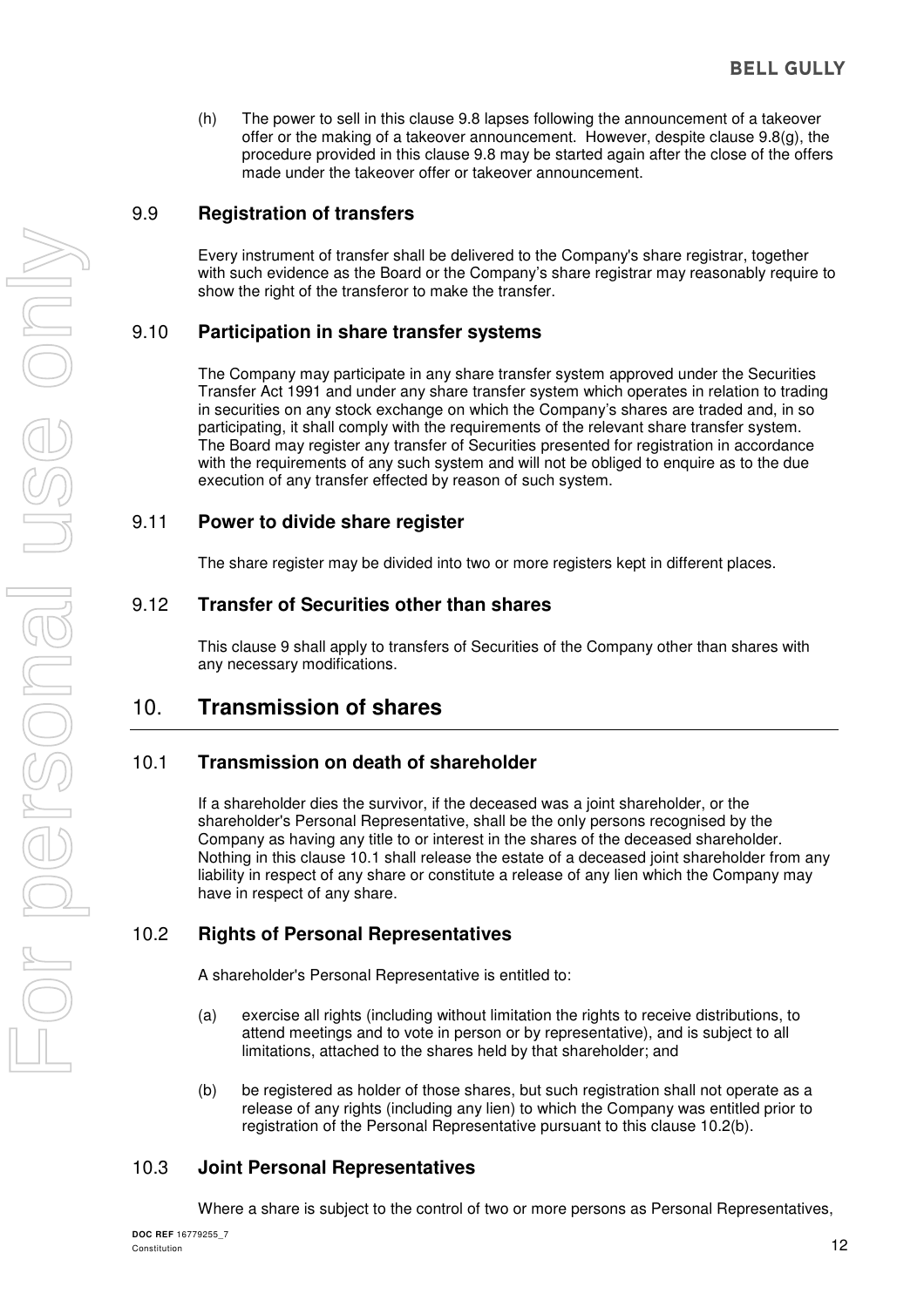(h) The power to sell in this clause 9.8 lapses following the announcement of a takeover offer or the making of a takeover announcement. However, despite clause 9.8(g), the procedure provided in this clause 9.8 may be started again after the close of the offers made under the takeover offer or takeover announcement.

### 9.9 Registration of transfers

Every instrument of transfer shall be delivered to the Company's share registrar, together with such evidence as the Board or the Company's share registrar may reasonably require to show the right of the transferor to make the transfer.

### 9.10 Participation in share transfer systems

The Company may participate in any share transfer system approved under the Securities Transfer Act 1991 and under any share transfer system which operates in relation to trading in securities on any stock exchange on which the Company's shares are traded and, in so participating, it shall comply with the requirements of the relevant share transfer system. The Board may register any transfer of Securities presented for registration in accordance with the requirements of any such system and will not be obliged to enquire as to the due execution of any transfer effected by reason of such system.

### 9.11 Power to divide share register

The share register may be divided into two or more registers kept in different places.

### 9.12 Transfer of Securities other than shares

This clause 9 shall apply to transfers of Securities of the Company other than shares with any necessary modifications.

## 10. Transmission of shares

### 10.1 Transmission on death of shareholder

If a shareholder dies the survivor, if the deceased was a joint shareholder, or the shareholder's Personal Representative, shall be the only persons recognised by the Company as having any title to or interest in the shares of the deceased shareholder. Nothing in this clause 10.1 shall release the estate of a deceased joint shareholder from any liability in respect of any share or constitute a release of any lien which the Company may have in respect of any share.

### 10.2 Rights of Personal Representatives

A shareholder's Personal Representative is entitled to:

(a) exercise all rights (including without limitation the rights to receive distributions, to attend meetings and to vote in person or by representative), and is subject to all limitations, attached to the shares held by that shareholder; and

(b) be registered as holder of those shares, but such registration shall not operate as a release of any rights (including any lien) to which the Company was entitled prior to registration of the Personal Representative pursuant to this clause 10.2(b).

### 10.3 Joint Personal Representatives

Where a share is subject to the control of two or more persons as Personal Representatives,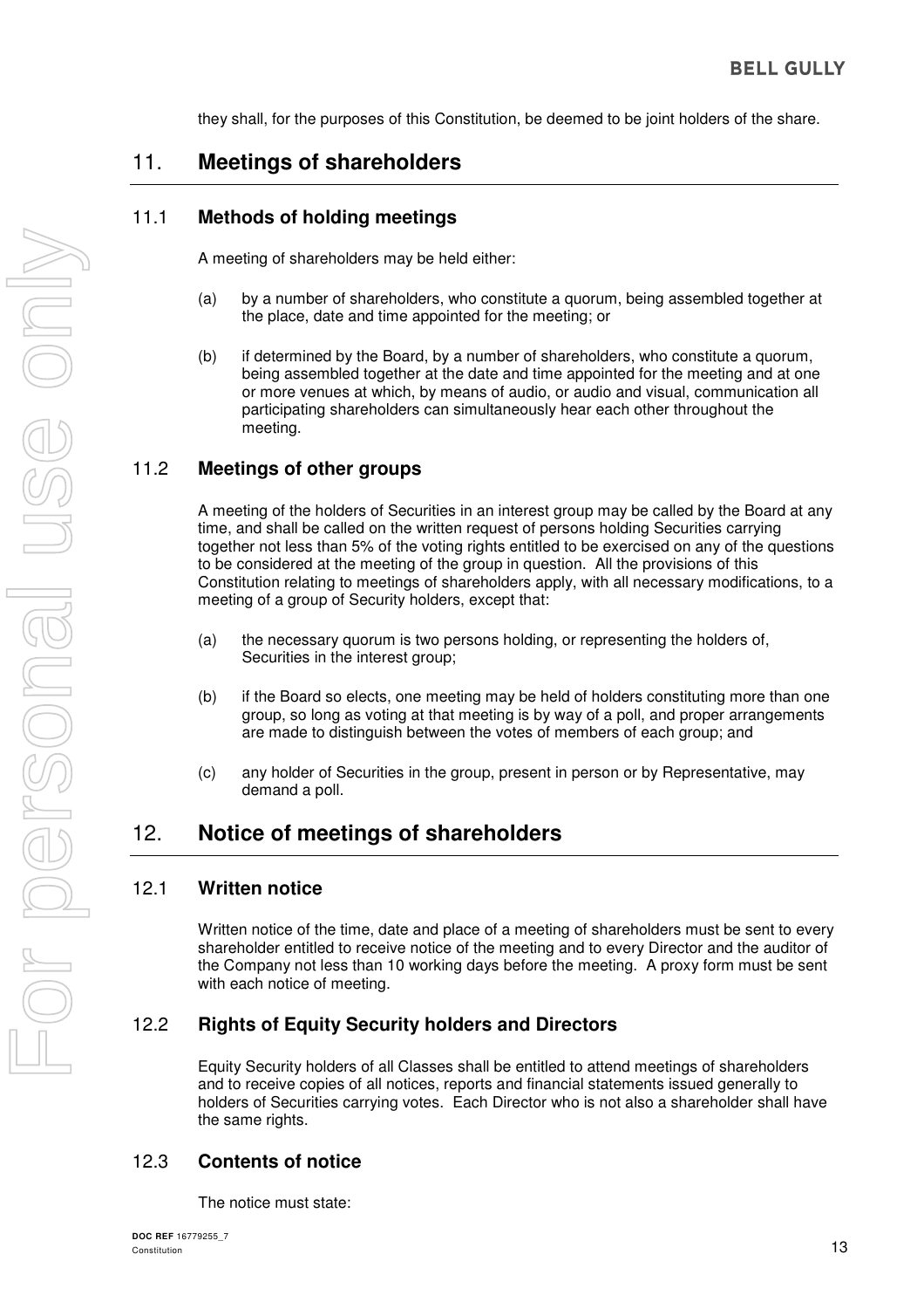they shall, for the purposes of this Constitution, be deemed to be joint holders of the share.

# 11. Meetings of shareholders

## 11.1 Methods of holding meetings

A meeting of shareholders may be held either:

(a) by a number of shareholders, who constitute a quorum, being assembled together at the place, date and time appointed for the meeting; or

(b) if determined by the Board, by a number of shareholders, who constitute a quorum, being assembled together at the date and time appointed for the meeting and at one or more venues at which, by means of audio, or audio and visual, communication all participating shareholders can simultaneously hear each other throughout the meeting.

## 11.2 Meetings of other groups

A meeting of the holders of Securities in an interest group may be called by the Board at any time, and shall be called on the written request of persons holding Securities carrying together not less than 5% of the voting rights entitled to be exercised on any of the questions to be considered at the meeting of the group in question. All the provisions of this Constitution relating to meetings of shareholders apply, with all necessary modifications, to a meeting of a group of Security holders, except that:

(a) the necessary quorum is two persons holding, or representing the holders of, Securities in the interest group;

(b) if the Board so elects, one meeting may be held of holders constituting more than one group, so long as voting at that meeting is by way of a poll, and proper arrangements are made to distinguish between the votes of members of each group; and

(c) any holder of Securities in the group, present in person or by Representative, may demand a poll.

# 12. Notice of meetings of shareholders

## 12.1 Written notice

Written notice of the time, date and place of a meeting of shareholders must be sent to every shareholder entitled to receive notice of the meeting and to every Director and the auditor of the Company not less than 10 working days before the meeting. A proxy form must be sent with each notice of meeting.

## 12.2 Rights of Equity Security holders and Directors

Equity Security holders of all Classes shall be entitled to attend meetings of shareholders and to receive copies of all notices, reports and financial statements issued generally to holders of Securities carrying votes. Each Director who is not also a shareholder shall have the same rights.

## 12.3 Contents of notice

The notice must state: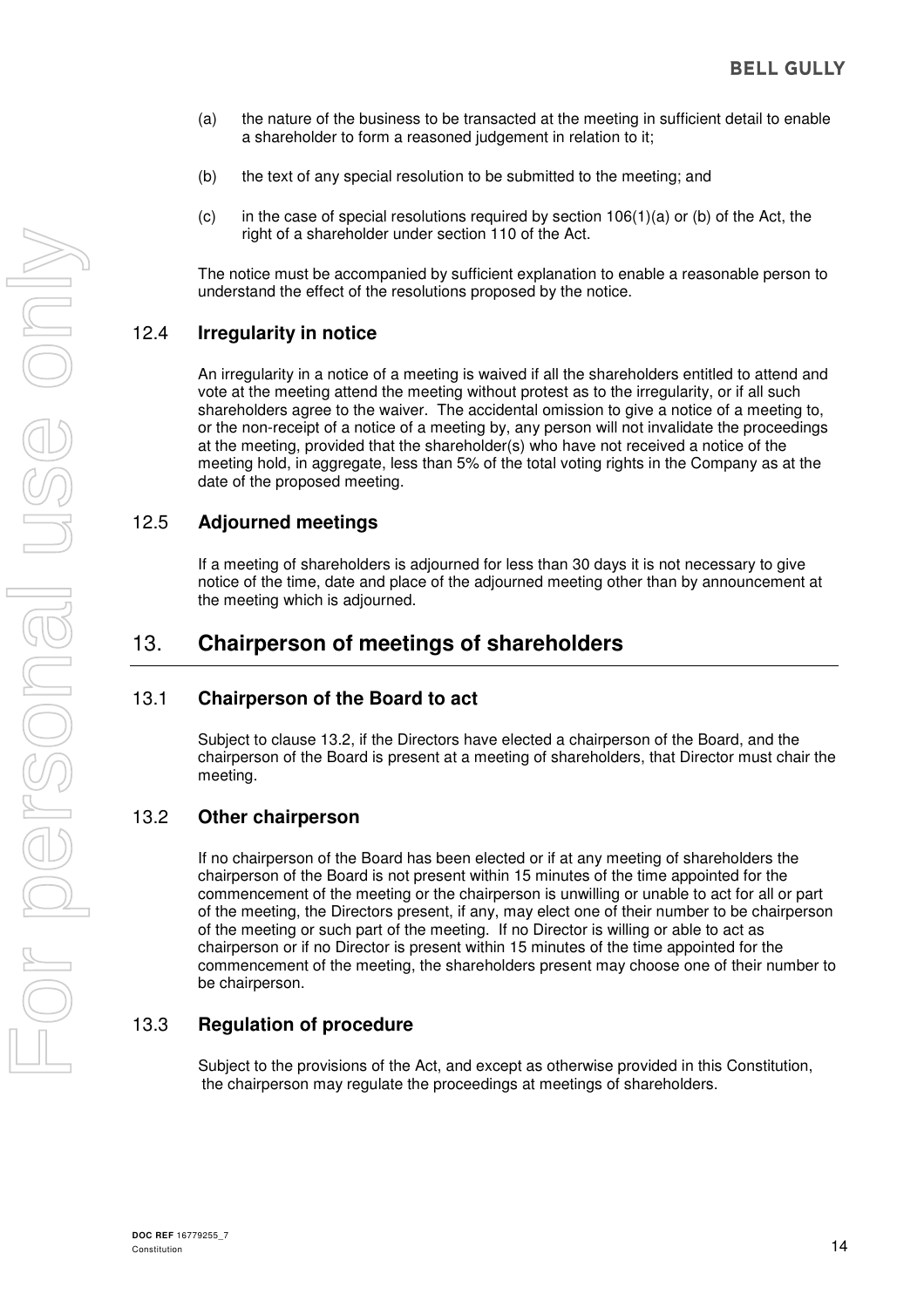(a) the nature of the business to be transacted at the meeting in sufficient detail to enable a shareholder to form a reasoned judgement in relation to it;

(b) the text of any special resolution to be submitted to the meeting; and

(c) in the case of special resolutions required by section 106(1)(a) or (b) of the Act, the right of a shareholder under section 110 of the Act.

The notice must be accompanied by sufficient explanation to enable a reasonable person to understand the effect of the resolutions proposed by the notice.

### 12.4 Irregularity in notice

An irregularity in a notice of a meeting is waived if all the shareholders entitled to attend and vote at the meeting attend the meeting without protest as to the irregularity, or if all such shareholders agree to the waiver. The accidental omission to give a notice of a meeting to, or the non-receipt of a notice of a meeting by, any person will not invalidate the proceedings at the meeting, provided that the shareholder(s) who have not received a notice of the meeting hold, in aggregate, less than 5% of the total voting rights in the Company as at the date of the proposed meeting.

### 12.5 Adjourned meetings

If a meeting of shareholders is adjourned for less than 30 days it is not necessary to give notice of the time, date and place of the adjourned meeting other than by announcement at the meeting which is adjourned.

## 13. Chairperson of meetings of shareholders

### 13.1 Chairperson of the Board to act

Subject to clause 13.2, if the Directors have elected a chairperson of the Board, and the chairperson of the Board is present at a meeting of shareholders, that Director must chair the meeting.

### 13.2 Other chairperson

If no chairperson of the Board has been elected or if at any meeting of shareholders the chairperson of the Board is not present within 15 minutes of the time appointed for the commencement of the meeting or the chairperson is unwilling or unable to act for all or part of the meeting, the Directors present, if any, may elect one of their number to be chairperson of the meeting or such part of the meeting. If no Director is willing or able to act as chairperson or if no Director is present within 15 minutes of the time appointed for the commencement of the meeting, the shareholders present may choose one of their number to be chairperson.

### 13.3 Regulation of procedure

Subject to the provisions of the Act, and except as otherwise provided in this Constitution, the chairperson may regulate the proceedings at meetings of shareholders.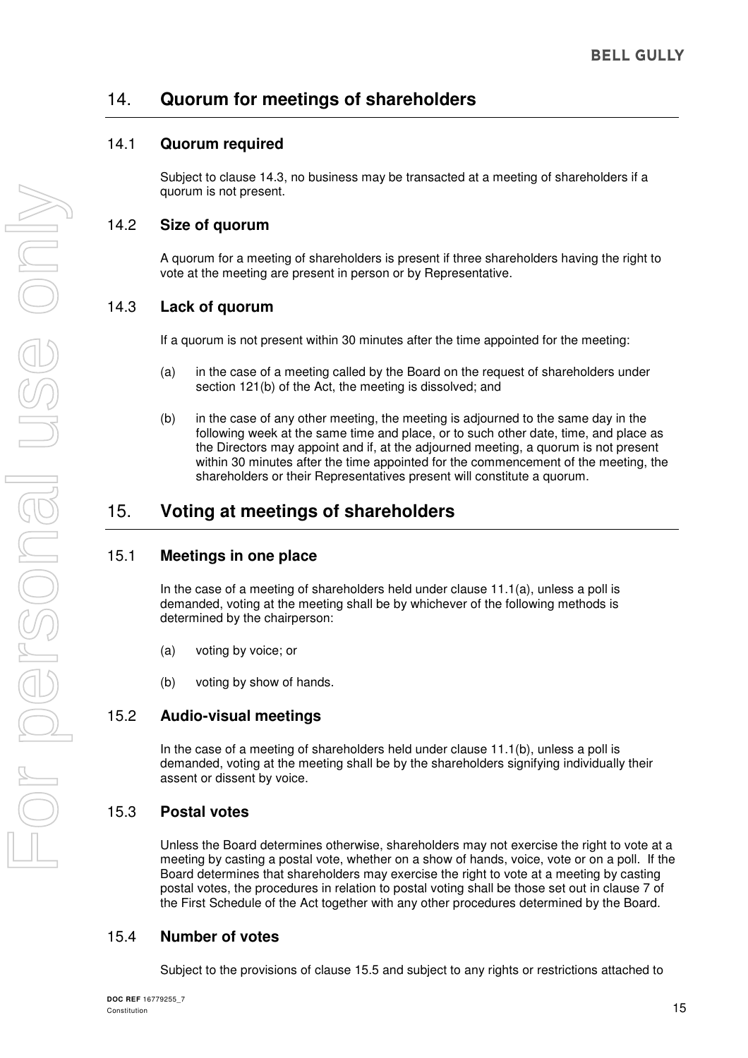## 14. Quorum for meetings of shareholders

### 14.1 Quorum required

Subject to clause 14.3, no business may be transacted at a meeting of shareholders if a quorum is not present.

### 14.2 Size of quorum

A quorum for a meeting of shareholders is present if three shareholders having the right to vote at the meeting are present in person or by Representative.

### 14.3 Lack of quorum

If a quorum is not present within 30 minutes after the time appointed for the meeting:

(a) in the case of a meeting called by the Board on the request of shareholders under section 121(b) of the Act, the meeting is dissolved; and

(b) in the case of any other meeting, the meeting is adjourned to the same day in the following week at the same time and place, or to such other date, time, and place as the Directors may appoint and if, at the adjourned meeting, a quorum is not present within 30 minutes after the time appointed for the commencement of the meeting, the shareholders or their Representatives present will constitute a quorum.

## 15. Voting at meetings of shareholders

### 15.1 Meetings in one place

In the case of a meeting of shareholders held under clause 11.1(a), unless a poll is demanded, voting at the meeting shall be by whichever of the following methods is determined by the chairperson:

(a) voting by voice; or

(b) voting by show of hands.

### 15.2 Audio-visual meetings

In the case of a meeting of shareholders held under clause 11.1(b), unless a poll is demanded, voting at the meeting shall be by the shareholders signifying individually their assent or dissent by voice.

### 15.3 Postal votes

Unless the Board determines otherwise, shareholders may not exercise the right to vote at a meeting by casting a postal vote, whether on a show of hands, voice, vote or on a poll. If the Board determines that shareholders may exercise the right to vote at a meeting by casting postal votes, the procedures in relation to postal voting shall be those set out in clause 7 of the First Schedule of the Act together with any other procedures determined by the Board.

### 15.4 Number of votes

Subject to the provisions of clause 15.5 and subject to any rights or restrictions attached to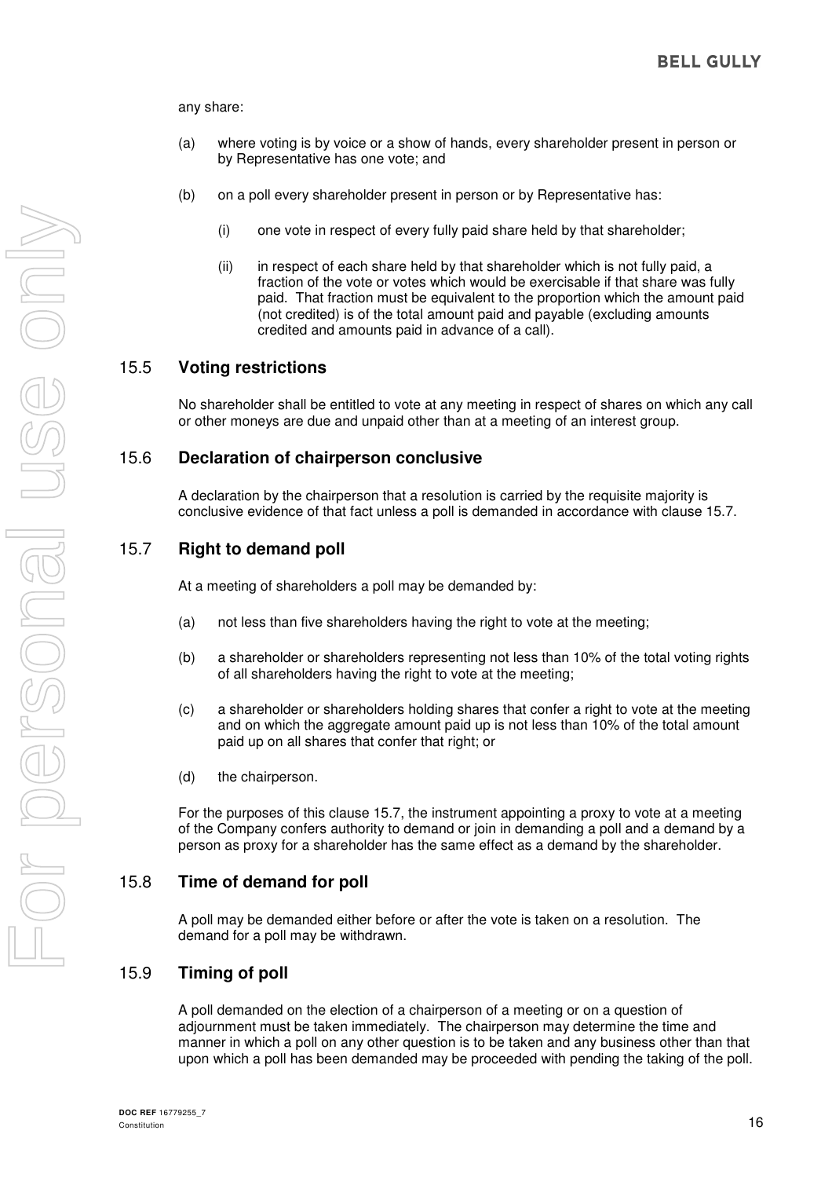any share:

(a) where voting is by voice or a show of hands, every shareholder present in person or by Representative has one vote; and

(b) on a poll every shareholder present in person or by Representative has:

 (i) one vote in respect of every fully paid share held by that shareholder;

 (ii) in respect of each share held by that shareholder which is not fully paid, a fraction of the vote or votes which would be exercisable if that share was fully paid. That fraction must be equivalent to the proportion which the amount paid (not credited) is of the total amount paid and payable (excluding amounts credited and amounts paid in advance of a call).

## 15.5 Voting restrictions

No shareholder shall be entitled to vote at any meeting in respect of shares on which any call or other moneys are due and unpaid other than at a meeting of an interest group.

## 15.6 Declaration of chairperson conclusive

A declaration by the chairperson that a resolution is carried by the requisite majority is conclusive evidence of that fact unless a poll is demanded in accordance with clause 15.7.

## 15.7 Right to demand poll

At a meeting of shareholders a poll may be demanded by:

(a) not less than five shareholders having the right to vote at the meeting;

(b) a shareholder or shareholders representing not less than 10% of the total voting rights of all shareholders having the right to vote at the meeting;

(c) a shareholder or shareholders holding shares that confer a right to vote at the meeting and on which the aggregate amount paid up is not less than 10% of the total amount paid up on all shares that confer that right; or

(d) the chairperson.

For the purposes of this clause 15.7, the instrument appointing a proxy to vote at a meeting of the Company confers authority to demand or join in demanding a poll and a demand by a person as proxy for a shareholder has the same effect as a demand by the shareholder.

## 15.8 Time of demand for poll

A poll may be demanded either before or after the vote is taken on a resolution. The demand for a poll may be withdrawn.

## 15.9 Timing of poll

A poll demanded on the election of a chairperson of a meeting or on a question of adjournment must be taken immediately. The chairperson may determine the time and manner in which a poll on any other question is to be taken and any business other than that upon which a poll has been demanded may be proceeded with pending the taking of the poll.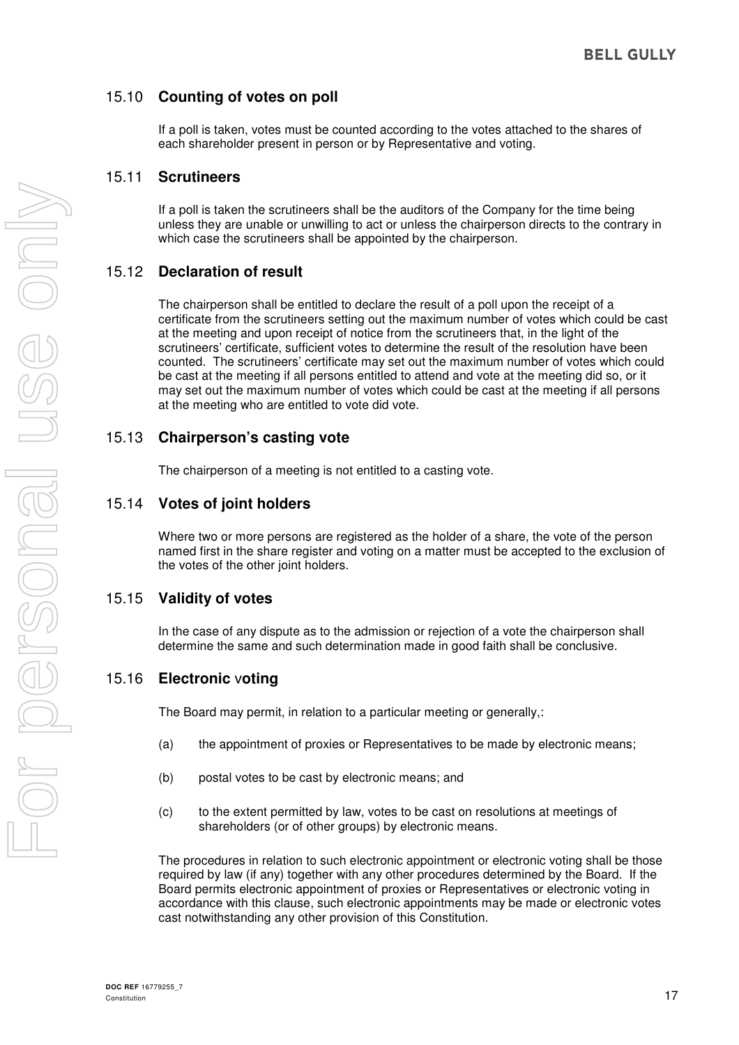### 15.10 **Counting of votes on poll**

If a poll is taken, votes must be counted according to the votes attached to the shares of each shareholder present in person or by Representative and voting.

### 15.11 **Scrutineers**

If a poll is taken the scrutineers shall be the auditors of the Company for the time being unless they are unable or unwilling to act or unless the chairperson directs to the contrary in which case the scrutineers shall be appointed by the chairperson.

### 15.12 **Declaration of result**

The chairperson shall be entitled to declare the result of a poll upon the receipt of a certificate from the scrutineers setting out the maximum number of votes which could be cast at the meeting and upon receipt of notice from the scrutineers that, in the light of the scrutineers' certificate, sufficient votes to determine the result of the resolution have been counted. The scrutineers' certificate may set out the maximum number of votes which could be cast at the meeting if all persons entitled to attend and vote at the meeting did so, or it may set out the maximum number of votes which could be cast at the meeting if all persons at the meeting who are entitled to vote did vote.

### 15.13 **Chairperson's casting vote**

The chairperson of a meeting is not entitled to a casting vote.

### 15.14 **Votes of joint holders**

Where two or more persons are registered as the holder of a share, the vote of the person named first in the share register and voting on a matter must be accepted to the exclusion of the votes of the other joint holders.

### 15.15 **Validity of votes**

In the case of any dispute as to the admission or rejection of a vote the chairperson shall determine the same and such determination made in good faith shall be conclusive.

### 15.16 **Electronic voting**

The Board may permit, in relation to a particular meeting or generally,:

(a) the appointment of proxies or Representatives to be made by electronic means;

(b) postal votes to be cast by electronic means; and

(c) to the extent permitted by law, votes to be cast on resolutions at meetings of shareholders (or of other groups) by electronic means.

The procedures in relation to such electronic appointment or electronic voting shall be those required by law (if any) together with any other procedures determined by the Board. If the Board permits electronic appointment of proxies or Representatives or electronic voting in accordance with this clause, such electronic appointments may be made or electronic votes cast notwithstanding any other provision of this Constitution.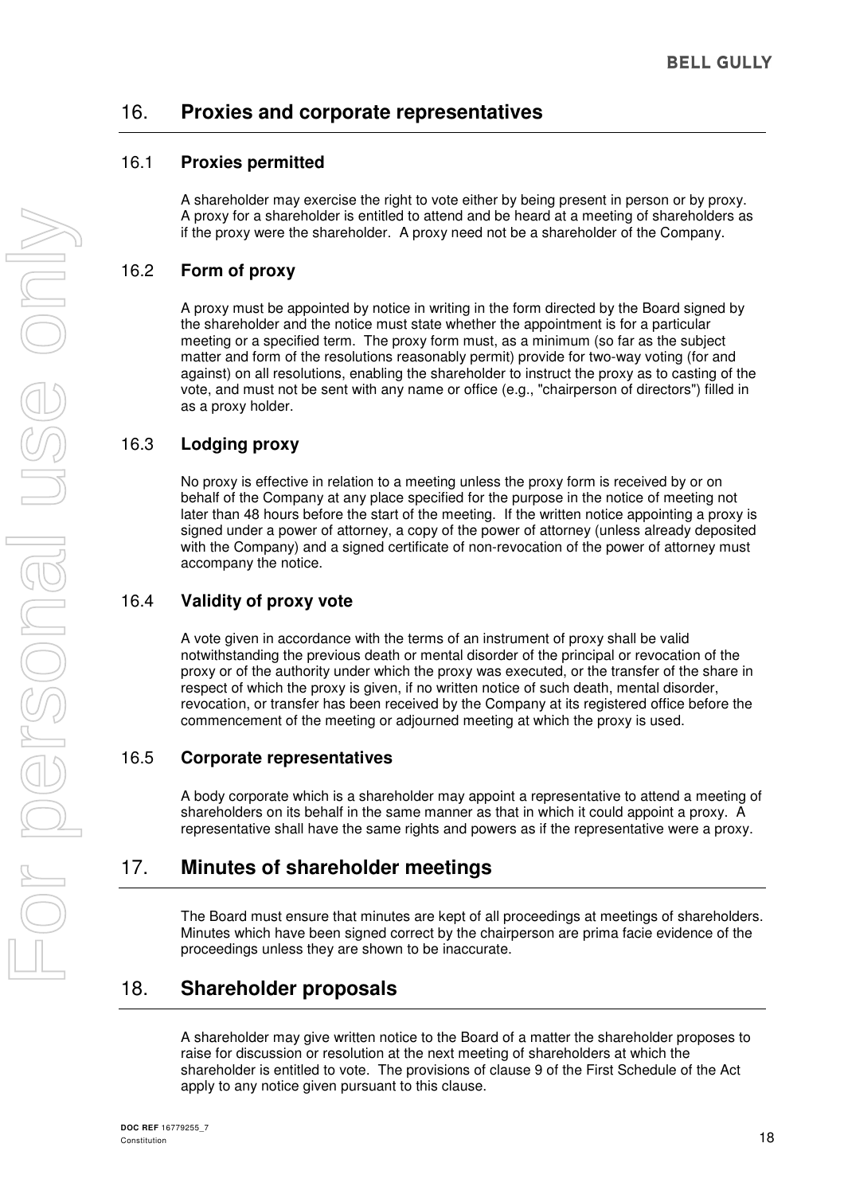## 16. Proxies and corporate representatives

### 16.1 Proxies permitted

A shareholder may exercise the right to vote either by being present in person or by proxy. A proxy for a shareholder is entitled to attend and be heard at a meeting of shareholders as if the proxy were the shareholder. A proxy need not be a shareholder of the Company.

### 16.2 Form of proxy

A proxy must be appointed by notice in writing in the form directed by the Board signed by the shareholder and the notice must state whether the appointment is for a particular meeting or a specified term. The proxy form must, as a minimum (so far as the subject matter and form of the resolutions reasonably permit) provide for two-way voting (for and against) on all resolutions, enabling the shareholder to instruct the proxy as to casting of the vote, and must not be sent with any name or office (e.g., "chairperson of directors") filled in as a proxy holder.

### 16.3 Lodging proxy

No proxy is effective in relation to a meeting unless the proxy form is received by or on behalf of the Company at any place specified for the purpose in the notice of meeting not later than 48 hours before the start of the meeting. If the written notice appointing a proxy is signed under a power of attorney, a copy of the power of attorney (unless already deposited with the Company) and a signed certificate of non-revocation of the power of attorney must accompany the notice.

### 16.4 Validity of proxy vote

A vote given in accordance with the terms of an instrument of proxy shall be valid notwithstanding the previous death or mental disorder of the principal or revocation of the proxy or of the authority under which the proxy was executed, or the transfer of the share in respect of which the proxy is given, if no written notice of such death, mental disorder, revocation, or transfer has been received by the Company at its registered office before the commencement of the meeting or adjourned meeting at which the proxy is used.

### 16.5 Corporate representatives

A body corporate which is a shareholder may appoint a representative to attend a meeting of shareholders on its behalf in the same manner as that in which it could appoint a proxy. A representative shall have the same rights and powers as if the representative were a proxy.

## 17. Minutes of shareholder meetings

The Board must ensure that minutes are kept of all proceedings at meetings of shareholders. Minutes which have been signed correct by the chairperson are prima facie evidence of the proceedings unless they are shown to be inaccurate.

## 18. Shareholder proposals

A shareholder may give written notice to the Board of a matter the shareholder proposes to raise for discussion or resolution at the next meeting of shareholders at which the shareholder is entitled to vote. The provisions of clause 9 of the First Schedule of the Act apply to any notice given pursuant to this clause.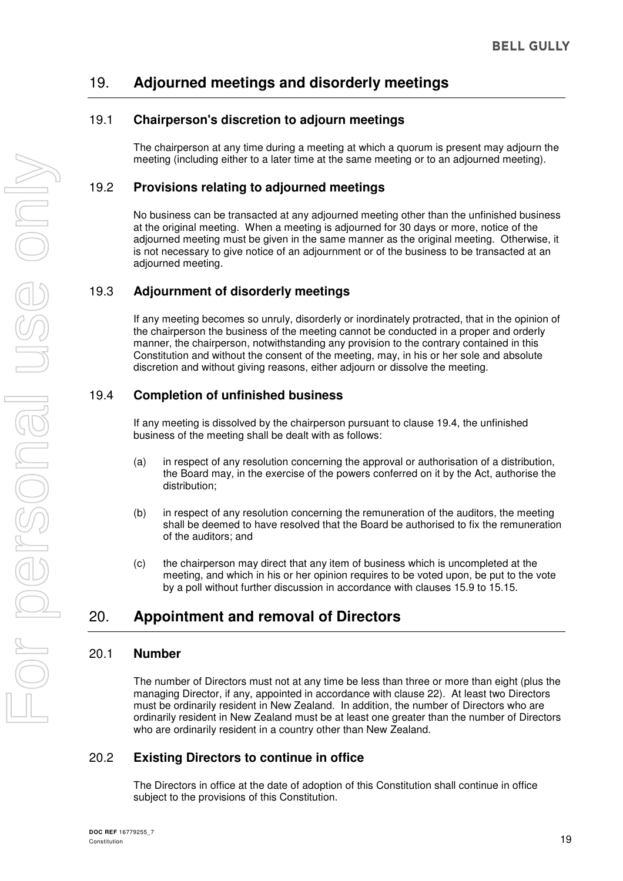# 19. Adjourned meetings and disorderly meetings

## 19.1 Chairperson's discretion to adjourn meetings

The chairperson at any time during a meeting at which a quorum is present may adjourn the meeting (including either to a later time at the same meeting or to an adjourned meeting).

## 19.2 Provisions relating to adjourned meetings

No business can be transacted at any adjourned meeting other than the unfinished business at the original meeting. When a meeting is adjourned for 30 days or more, notice of the adjourned meeting must be given in the same manner as the original meeting. Otherwise, it is not necessary to give notice of an adjournment or of the business to be transacted at an adjourned meeting.

## 19.3 Adjournment of disorderly meetings

If any meeting becomes so unruly, disorderly or inordinately protracted, that in the opinion of the chairperson the business of the meeting cannot be conducted in a proper and orderly manner, the chairperson, notwithstanding any provision to the contrary contained in this Constitution and without the consent of the meeting, may, in his or her sole and absolute discretion and without giving reasons, either adjourn or dissolve the meeting.

## 19.4 Completion of unfinished business

If any meeting is dissolved by the chairperson pursuant to clause 19.4, the unfinished business of the meeting shall be dealt with as follows:

(a) in respect of any resolution concerning the approval or authorisation of a distribution, the Board may, in the exercise of the powers conferred on it by the Act, authorise the distribution;

(b) in respect of any resolution concerning the remuneration of the auditors, the meeting shall be deemed to have resolved that the Board be authorised to fix the remuneration of the auditors; and

(c) the chairperson may direct that any item of business which is uncompleted at the meeting, and which in his or her opinion requires to be voted upon, be put to the vote by a poll without further discussion in accordance with clauses 15.9 to 15.15.

# 20. Appointment and removal of Directors

## 20.1 Number

The number of Directors must not at any time be less than three or more than eight (plus the managing Director, if any, appointed in accordance with clause 22). At least two Directors must be ordinarily resident in New Zealand. In addition, the number of Directors who are ordinarily resident in New Zealand must be at least one greater than the number of Directors who are ordinarily resident in a country other than New Zealand.

## 20.2 Existing Directors to continue in office

The Directors in office at the date of adoption of this Constitution shall continue in office subject to the provisions of this Constitution.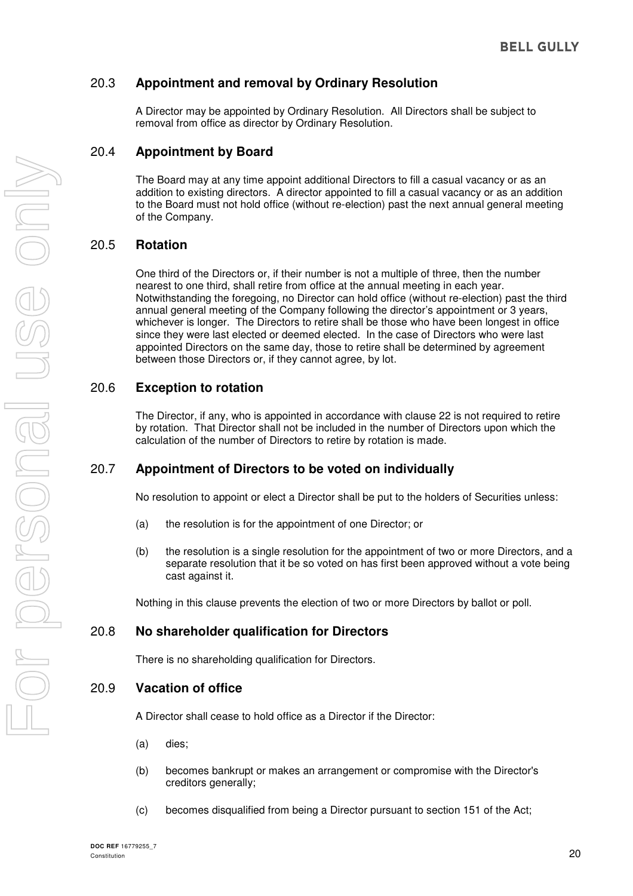### 20.3 Appointment and removal by Ordinary Resolution

A Director may be appointed by Ordinary Resolution. All Directors shall be subject to removal from office as director by Ordinary Resolution.

### 20.4 Appointment by Board

The Board may at any time appoint additional Directors to fill a casual vacancy or as an addition to existing directors. A director appointed to fill a casual vacancy or as an addition to the Board must not hold office (without re-election) past the next annual general meeting of the Company.

### 20.5 Rotation

One third of the Directors or, if their number is not a multiple of three, then the number nearest to one third, shall retire from office at the annual meeting in each year. Notwithstanding the foregoing, no Director can hold office (without re-election) past the third annual general meeting of the Company following the director's appointment or 3 years, whichever is longer. The Directors to retire shall be those who have been longest in office since they were last elected or deemed elected. In the case of Directors who were last appointed Directors on the same day, those to retire shall be determined by agreement between those Directors or, if they cannot agree, by lot.

### 20.6 Exception to rotation

The Director, if any, who is appointed in accordance with clause 22 is not required to retire by rotation. That Director shall not be included in the number of Directors upon which the calculation of the number of Directors to retire by rotation is made.

### 20.7 Appointment of Directors to be voted on individually

No resolution to appoint or elect a Director shall be put to the holders of Securities unless:

(a) the resolution is for the appointment of one Director; or

(b) the resolution is a single resolution for the appointment of two or more Directors, and a separate resolution that it be so voted on has first been approved without a vote being cast against it.

Nothing in this clause prevents the election of two or more Directors by ballot or poll.

### 20.8 No shareholder qualification for Directors

There is no shareholding qualification for Directors.

### 20.9 Vacation of office

A Director shall cease to hold office as a Director if the Director:

(a) dies;

(b) becomes bankrupt or makes an arrangement or compromise with the Director's creditors generally;

(c) becomes disqualified from being a Director pursuant to section 151 of the Act;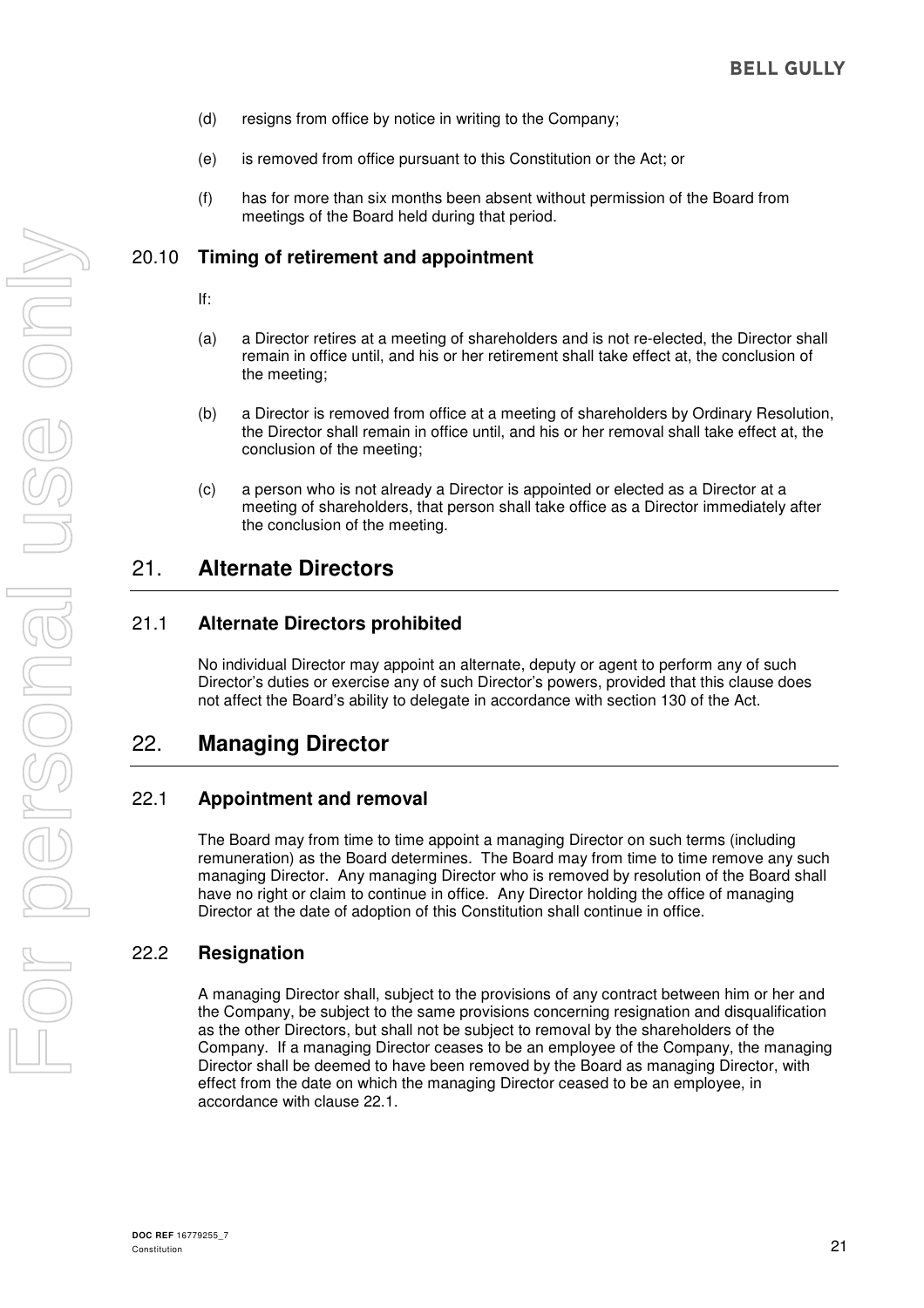(d) resigns from office by notice in writing to the Company;

(e) is removed from office pursuant to this Constitution or the Act; or

(f) has for more than six months been absent without permission of the Board from meetings of the Board held during that period.

### 20.10 Timing of retirement and appointment

If:

(a) a Director retires at a meeting of shareholders and is not re-elected, the Director shall remain in office until, and his or her retirement shall take effect at, the conclusion of the meeting;

(b) a Director is removed from office at a meeting of shareholders by Ordinary Resolution, the Director shall remain in office until, and his or her removal shall take effect at, the conclusion of the meeting;

(c) a person who is not already a Director is appointed or elected as a Director at a meeting of shareholders, that person shall take office as a Director immediately after the conclusion of the meeting.

## 21. Alternate Directors

### 21.1 Alternate Directors prohibited

No individual Director may appoint an alternate, deputy or agent to perform any of such Director's duties or exercise any of such Director's powers, provided that this clause does not affect the Board's ability to delegate in accordance with section 130 of the Act.

## 22. Managing Director

### 22.1 Appointment and removal

The Board may from time to time appoint a managing Director on such terms (including remuneration) as the Board determines. The Board may from time to time remove any such managing Director. Any managing Director who is removed by resolution of the Board shall have no right or claim to continue in office. Any Director holding the office of managing Director at the date of adoption of this Constitution shall continue in office.

### 22.2 Resignation

A managing Director shall, subject to the provisions of any contract between him or her and the Company, be subject to the same provisions concerning resignation and disqualification as the other Directors, but shall not be subject to removal by the shareholders of the Company. If a managing Director ceases to be an employee of the Company, the managing Director shall be deemed to have been removed by the Board as managing Director, with effect from the date on which the managing Director ceased to be an employee, in accordance with clause 22.1.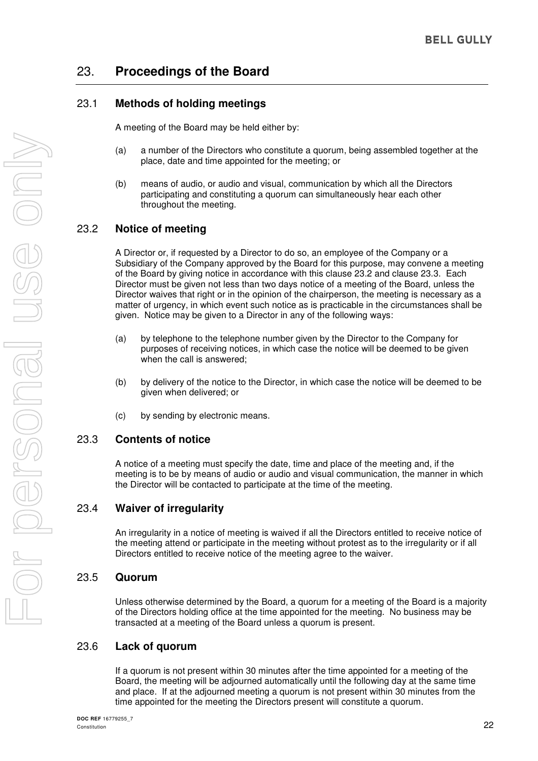## 23. Proceedings of the Board

### 23.1 Methods of holding meetings

A meeting of the Board may be held either by:

(a) a number of the Directors who constitute a quorum, being assembled together at the place, date and time appointed for the meeting; or

(b) means of audio, or audio and visual, communication by which all the Directors participating and constituting a quorum can simultaneously hear each other throughout the meeting.

### 23.2 Notice of meeting

A Director or, if requested by a Director to do so, an employee of the Company or a Subsidiary of the Company approved by the Board for this purpose, may convene a meeting of the Board by giving notice in accordance with this clause 23.2 and clause 23.3. Each Director must be given not less than two days notice of a meeting of the Board, unless the Director waives that right or in the opinion of the chairperson, the meeting is necessary as a matter of urgency, in which event such notice as is practicable in the circumstances shall be given. Notice may be given to a Director in any of the following ways:

(a) by telephone to the telephone number given by the Director to the Company for purposes of receiving notices, in which case the notice will be deemed to be given when the call is answered;

(b) by delivery of the notice to the Director, in which case the notice will be deemed to be given when delivered; or

(c) by sending by electronic means.

### 23.3 Contents of notice

A notice of a meeting must specify the date, time and place of the meeting and, if the meeting is to be by means of audio or audio and visual communication, the manner in which the Director will be contacted to participate at the time of the meeting.

### 23.4 Waiver of irregularity

An irregularity in a notice of meeting is waived if all the Directors entitled to receive notice of the meeting attend or participate in the meeting without protest as to the irregularity or if all Directors entitled to receive notice of the meeting agree to the waiver.

### 23.5 Quorum

Unless otherwise determined by the Board, a quorum for a meeting of the Board is a majority of the Directors holding office at the time appointed for the meeting. No business may be transacted at a meeting of the Board unless a quorum is present.

### 23.6 Lack of quorum

If a quorum is not present within 30 minutes after the time appointed for a meeting of the Board, the meeting will be adjourned automatically until the following day at the same time and place. If at the adjourned meeting a quorum is not present within 30 minutes from the time appointed for the meeting the Directors present will constitute a quorum.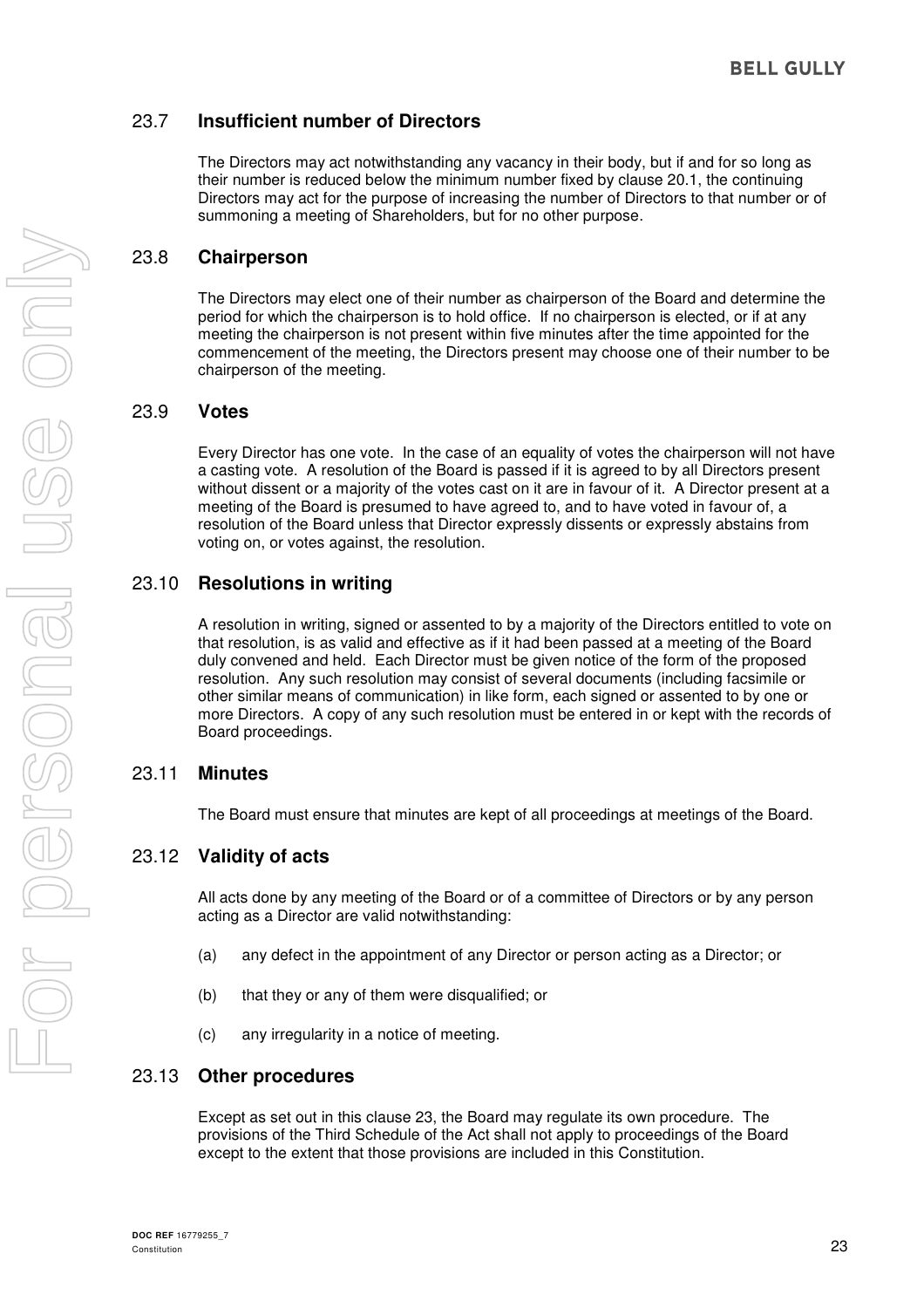### 23.7 Insufficient number of Directors

The Directors may act notwithstanding any vacancy in their body, but if and for so long as their number is reduced below the minimum number fixed by clause 20.1, the continuing Directors may act for the purpose of increasing the number of Directors to that number or of summoning a meeting of Shareholders, but for no other purpose.

### 23.8 Chairperson

The Directors may elect one of their number as chairperson of the Board and determine the period for which the chairperson is to hold office. If no chairperson is elected, or if at any meeting the chairperson is not present within five minutes after the time appointed for the commencement of the meeting, the Directors present may choose one of their number to be chairperson of the meeting.

### 23.9 Votes

Every Director has one vote. In the case of an equality of votes the chairperson will not have a casting vote. A resolution of the Board is passed if it is agreed to by all Directors present without dissent or a majority of the votes cast on it are in favour of it. A Director present at a meeting of the Board is presumed to have agreed to, and to have voted in favour of, a resolution of the Board unless that Director expressly dissents or expressly abstains from voting on, or votes against, the resolution.

### 23.10 Resolutions in writing

A resolution in writing, signed or assented to by a majority of the Directors entitled to vote on that resolution, is as valid and effective as if it had been passed at a meeting of the Board duly convened and held. Each Director must be given notice of the form of the proposed resolution. Any such resolution may consist of several documents (including facsimile or other similar means of communication) in like form, each signed or assented to by one or more Directors. A copy of any such resolution must be entered in or kept with the records of Board proceedings.

### 23.11 Minutes

The Board must ensure that minutes are kept of all proceedings at meetings of the Board.

### 23.12 Validity of acts

All acts done by any meeting of the Board or of a committee of Directors or by any person acting as a Director are valid notwithstanding:

(a) any defect in the appointment of any Director or person acting as a Director; or

(b) that they or any of them were disqualified; or

(c) any irregularity in a notice of meeting.

### 23.13 Other procedures

Except as set out in this clause 23, the Board may regulate its own procedure. The provisions of the Third Schedule of the Act shall not apply to proceedings of the Board except to the extent that those provisions are included in this Constitution.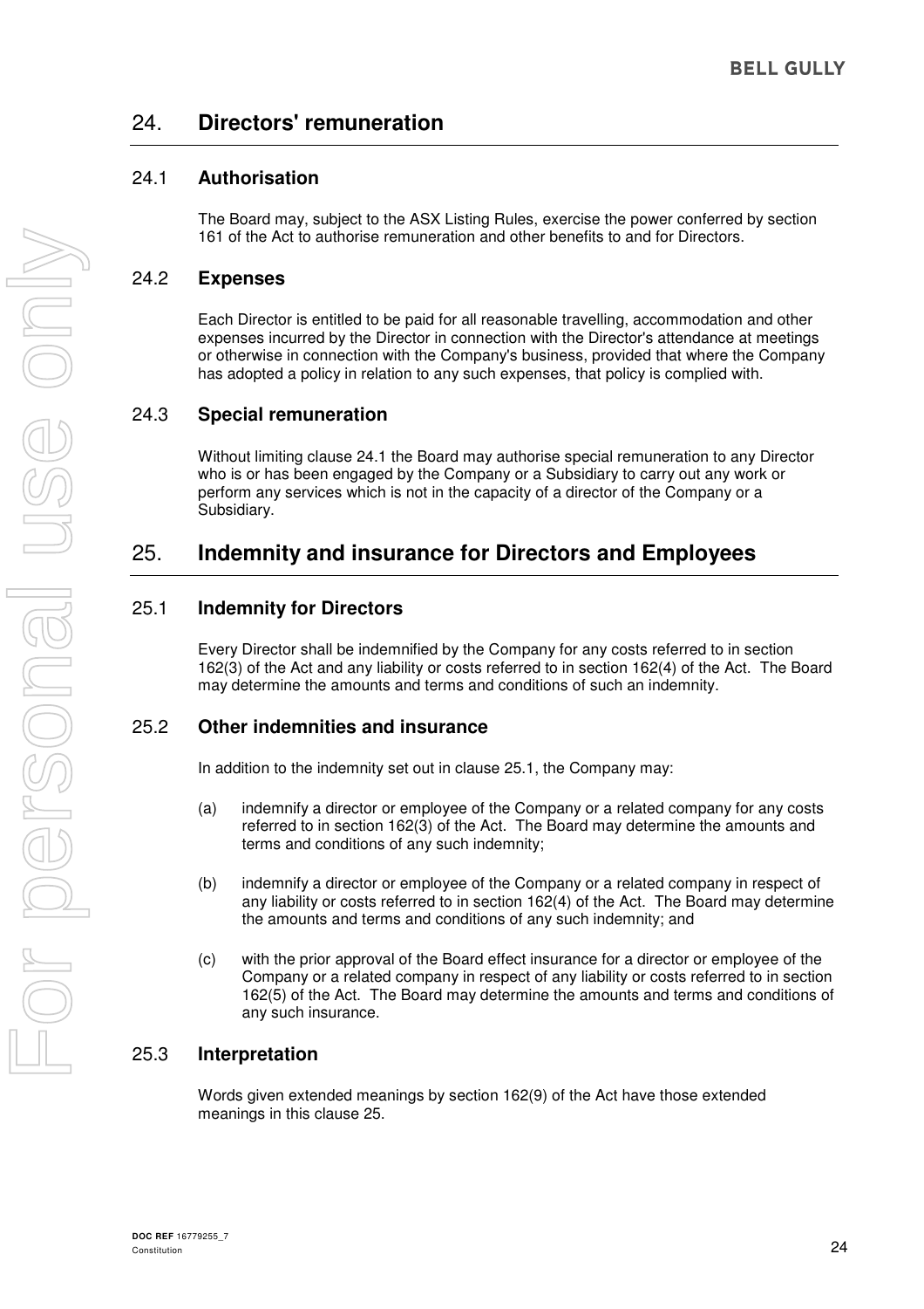## 24. Directors' remuneration

### 24.1 Authorisation

The Board may, subject to the ASX Listing Rules, exercise the power conferred by section 161 of the Act to authorise remuneration and other benefits to and for Directors.

### 24.2 Expenses

Each Director is entitled to be paid for all reasonable travelling, accommodation and other expenses incurred by the Director in connection with the Director's attendance at meetings or otherwise in connection with the Company's business, provided that where the Company has adopted a policy in relation to any such expenses, that policy is complied with.

### 24.3 Special remuneration

Without limiting clause 24.1 the Board may authorise special remuneration to any Director who is or has been engaged by the Company or a Subsidiary to carry out any work or perform any services which is not in the capacity of a director of the Company or a Subsidiary.

## 25. Indemnity and insurance for Directors and Employees

### 25.1 Indemnity for Directors

Every Director shall be indemnified by the Company for any costs referred to in section 162(3) of the Act and any liability or costs referred to in section 162(4) of the Act. The Board may determine the amounts and terms and conditions of such an indemnity.

### 25.2 Other indemnities and insurance

In addition to the indemnity set out in clause 25.1, the Company may:

(a) indemnify a director or employee of the Company or a related company for any costs referred to in section 162(3) of the Act. The Board may determine the amounts and terms and conditions of any such indemnity;

(b) indemnify a director or employee of the Company or a related company in respect of any liability or costs referred to in section 162(4) of the Act. The Board may determine the amounts and terms and conditions of any such indemnity; and

(c) with the prior approval of the Board effect insurance for a director or employee of the Company or a related company in respect of any liability or costs referred to in section 162(5) of the Act. The Board may determine the amounts and terms and conditions of any such insurance.

### 25.3 Interpretation

Words given extended meanings by section 162(9) of the Act have those extended meanings in this clause 25.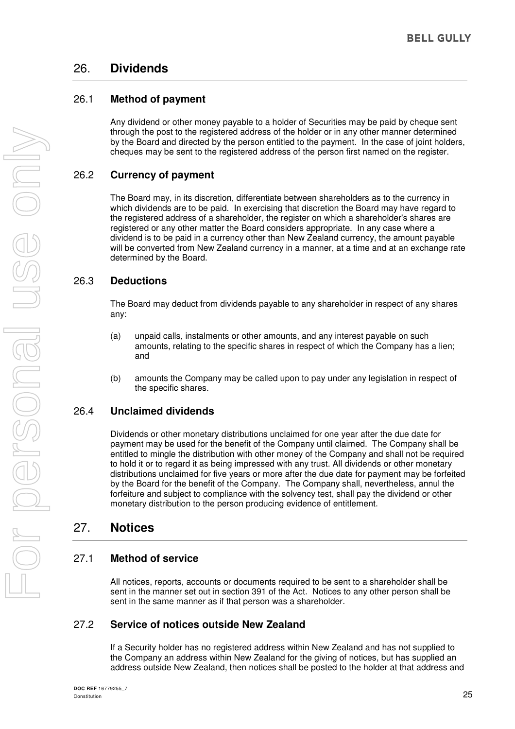## 26. Dividends

### 26.1 Method of payment

Any dividend or other money payable to a holder of Securities may be paid by cheque sent through the post to the registered address of the holder or in any other manner determined by the Board and directed by the person entitled to the payment. In the case of joint holders, cheques may be sent to the registered address of the person first named on the register.

### 26.2 Currency of payment

The Board may, in its discretion, differentiate between shareholders as to the currency in which dividends are to be paid. In exercising that discretion the Board may have regard to the registered address of a shareholder, the register on which a shareholder's shares are registered or any other matter the Board considers appropriate. In any case where a dividend is to be paid in a currency other than New Zealand currency, the amount payable will be converted from New Zealand currency in a manner, at a time and at an exchange rate determined by the Board.

### 26.3 Deductions

The Board may deduct from dividends payable to any shareholder in respect of any shares any:

(a) unpaid calls, instalments or other amounts, and any interest payable on such amounts, relating to the specific shares in respect of which the Company has a lien; and

(b) amounts the Company may be called upon to pay under any legislation in respect of the specific shares.

### 26.4 Unclaimed dividends

Dividends or other monetary distributions unclaimed for one year after the due date for payment may be used for the benefit of the Company until claimed. The Company shall be entitled to mingle the distribution with other money of the Company and shall not be required to hold it or to regard it as being impressed with any trust. All dividends or other monetary distributions unclaimed for five years or more after the due date for payment may be forfeited by the Board for the benefit of the Company. The Company shall, nevertheless, annul the forfeiture and subject to compliance with the solvency test, shall pay the dividend or other monetary distribution to the person producing evidence of entitlement.

## 27. Notices

### 27.1 Method of service

All notices, reports, accounts or documents required to be sent to a shareholder shall be sent in the manner set out in section 391 of the Act. Notices to any other person shall be sent in the same manner as if that person was a shareholder.

### 27.2 Service of notices outside New Zealand

If a Security holder has no registered address within New Zealand and has not supplied to the Company an address within New Zealand for the giving of notices, but has supplied an address outside New Zealand, then notices shall be posted to the holder at that address and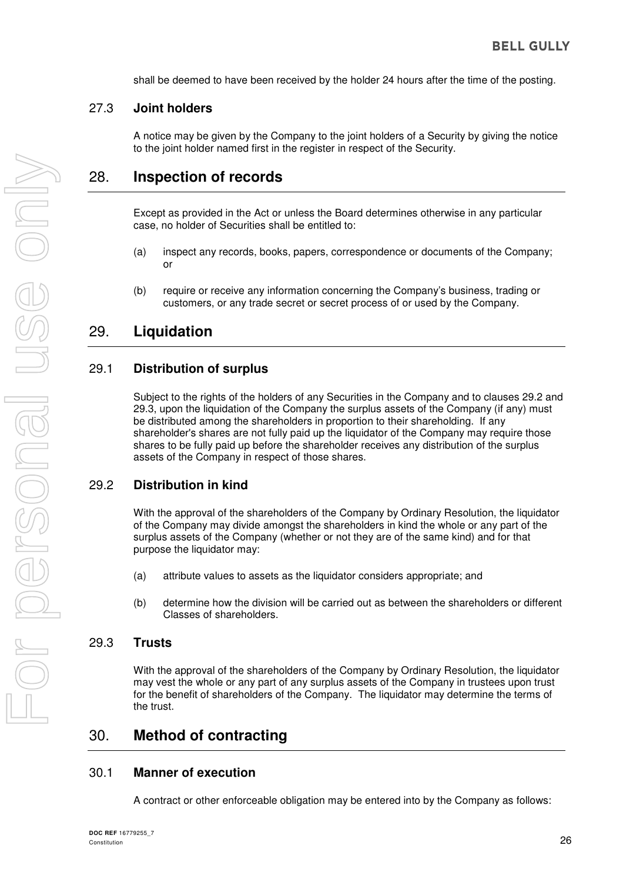shall be deemed to have been received by the holder 24 hours after the time of the posting.

### 27.3 Joint holders

A notice may be given by the Company to the joint holders of a Security by giving the notice to the joint holder named first in the register in respect of the Security.

## 28. Inspection of records

Except as provided in the Act or unless the Board determines otherwise in any particular case, no holder of Securities shall be entitled to:

(a) inspect any records, books, papers, correspondence or documents of the Company; or

(b) require or receive any information concerning the Company's business, trading or customers, or any trade secret or secret process of or used by the Company.

## 29. Liquidation

### 29.1 Distribution of surplus

Subject to the rights of the holders of any Securities in the Company and to clauses 29.2 and 29.3, upon the liquidation of the Company the surplus assets of the Company (if any) must be distributed among the shareholders in proportion to their shareholding. If any shareholder's shares are not fully paid up the liquidator of the Company may require those shares to be fully paid up before the shareholder receives any distribution of the surplus assets of the Company in respect of those shares.

### 29.2 Distribution in kind

With the approval of the shareholders of the Company by Ordinary Resolution, the liquidator of the Company may divide amongst the shareholders in kind the whole or any part of the surplus assets of the Company (whether or not they are of the same kind) and for that purpose the liquidator may:

(a) attribute values to assets as the liquidator considers appropriate; and

(b) determine how the division will be carried out as between the shareholders or different Classes of shareholders.

### 29.3 Trusts

With the approval of the shareholders of the Company by Ordinary Resolution, the liquidator may vest the whole or any part of any surplus assets of the Company in trustees upon trust for the benefit of shareholders of the Company. The liquidator may determine the terms of the trust.

## 30. Method of contracting

### 30.1 Manner of execution

A contract or other enforceable obligation may be entered into by the Company as follows: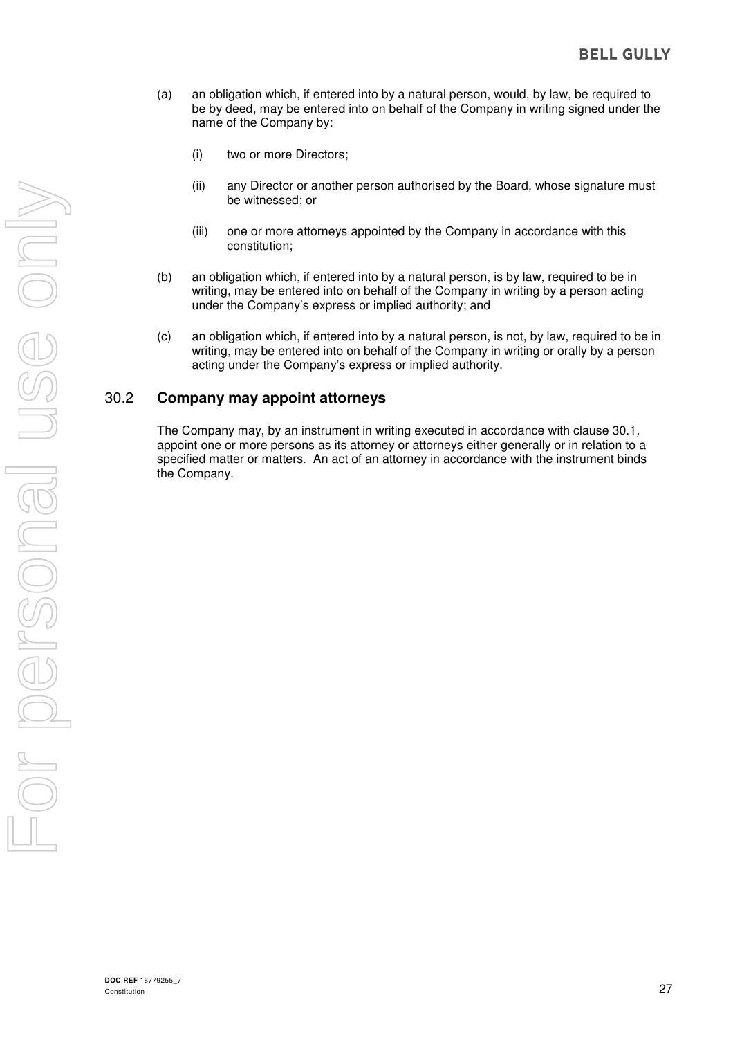(a) an obligation which, if entered into by a natural person, would, by law, be required to be by deed, may be entered into on behalf of the Company in writing signed under the name of the Company by:

   (i) two or more Directors;

   (ii) any Director or another person authorised by the Board, whose signature must be witnessed; or

   (iii) one or more attorneys appointed by the Company in accordance with this constitution;

(b) an obligation which, if entered into by a natural person, is by law, required to be in writing, may be entered into on behalf of the Company in writing by a person acting under the Company's express or implied authority; and

(c) an obligation which, if entered into by a natural person, is not, by law, required to be in writing, may be entered into on behalf of the Company in writing or orally by a person acting under the Company's express or implied authority.

## 30.2 Company may appoint attorneys

The Company may, by an instrument in writing executed in accordance with clause 30.1, appoint one or more persons as its attorney or attorneys either generally or in relation to a specified matter or matters. An act of an attorney in accordance with the instrument binds the Company.